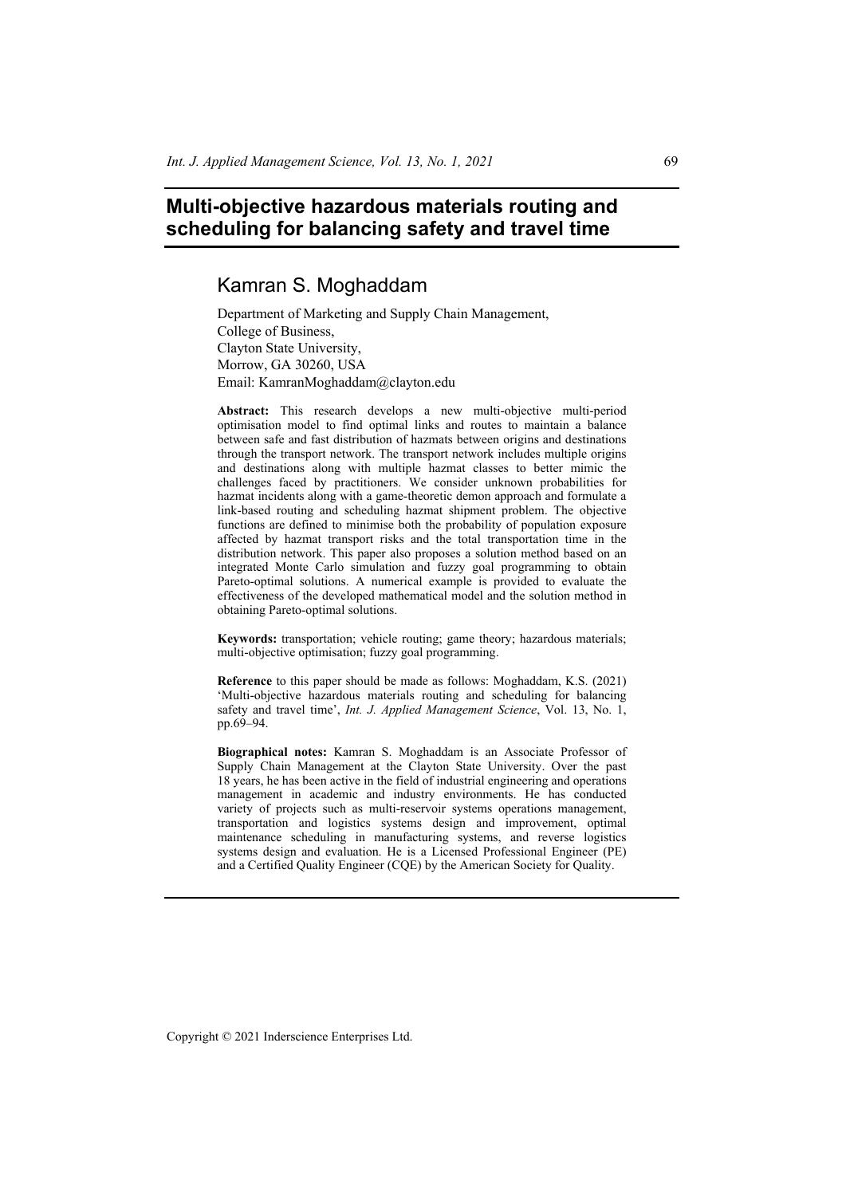# Multi-objective hazardous materials routing and scheduling for balancing safety and travel time

## Kamran S. Moghaddam

Department of Marketing and Supply Chain Management,
College of Business,
Clayton State University,
Morrow, GA 30260, USA
Email: KamranMoghaddam@clayton.edu

**Abstract:** This research develops a new multi-objective multi-period optimisation model to find optimal links and routes to maintain a balance between safe and fast distribution of hazmats between origins and destinations through the transport network. The transport network includes multiple origins and destinations along with multiple hazmat classes to better mimic the challenges faced by practitioners. We consider unknown probabilities for hazmat incidents along with a game-theoretic demon approach and formulate a link-based routing and scheduling hazmat shipment problem. The objective functions are defined to minimise both the probability of population exposure affected by hazmat transport risks and the total transportation time in the distribution network. This paper also proposes a solution method based on an integrated Monte Carlo simulation and fuzzy goal programming to obtain Pareto-optimal solutions. A numerical example is provided to evaluate the effectiveness of the developed mathematical model and the solution method in obtaining Pareto-optimal solutions.

**Keywords:** transportation; vehicle routing; game theory; hazardous materials; multi-objective optimisation; fuzzy goal programming.

**Reference** to this paper should be made as follows: Moghaddam, K.S. (2021) 'Multi-objective hazardous materials routing and scheduling for balancing safety and travel time', *Int. J. Applied Management Science*, Vol. 13, No. 1, pp.69–94.

**Biographical notes:** Kamran S. Moghaddam is an Associate Professor of Supply Chain Management at the Clayton State University. Over the past 18 years, he has been active in the field of industrial engineering and operations management in academic and industry environments. He has conducted variety of projects such as multi-reservoir systems operations management, transportation and logistics systems design and improvement, optimal maintenance scheduling in manufacturing systems, and reverse logistics systems design and evaluation. He is a Licensed Professional Engineer (PE) and a Certified Quality Engineer (CQE) by the American Society for Quality.

Copyright © 2021 Inderscience Enterprises Ltd.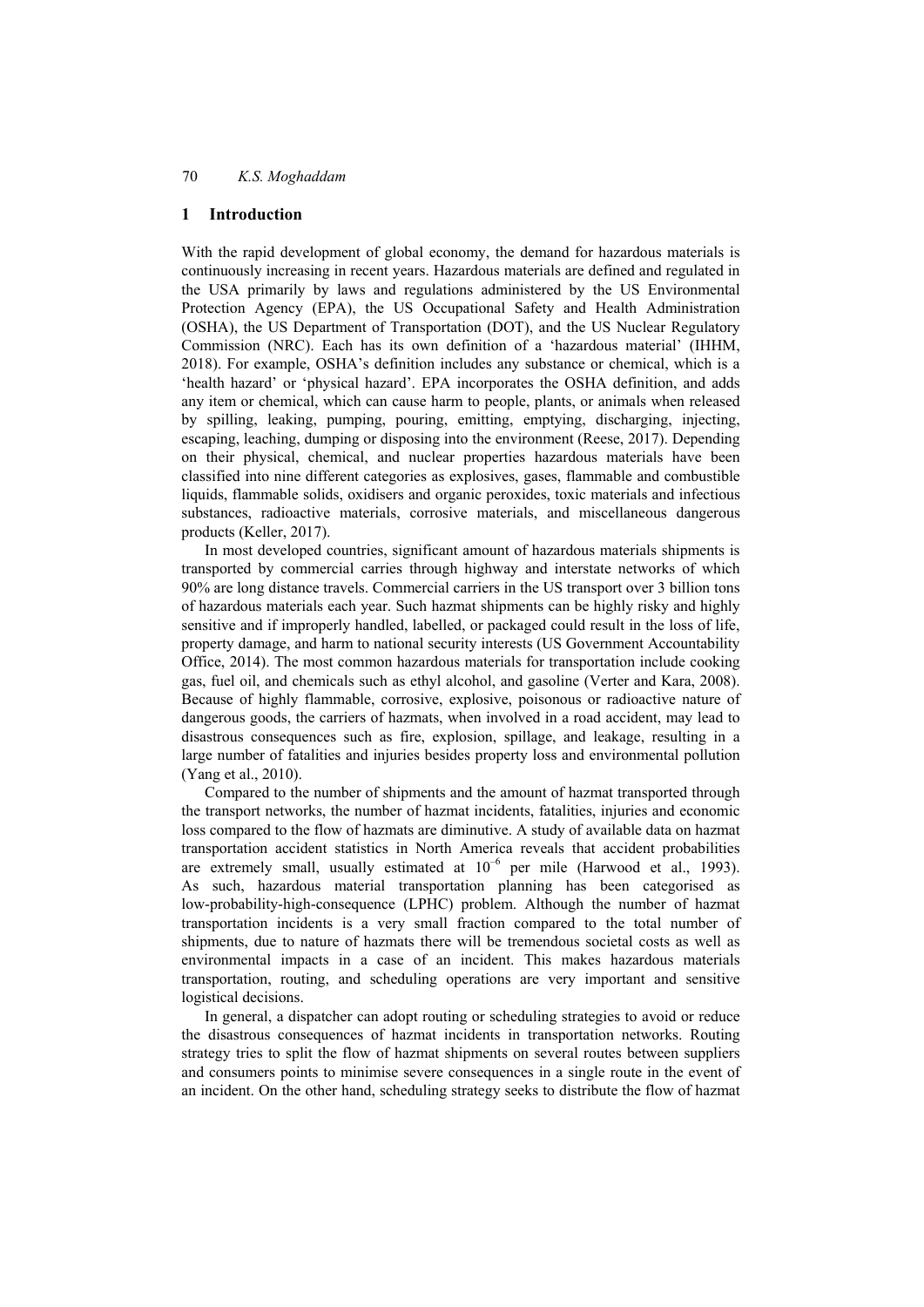## 1 Introduction

With the rapid development of global economy, the demand for hazardous materials is continuously increasing in recent years. Hazardous materials are defined and regulated in the USA primarily by laws and regulations administered by the US Environmental Protection Agency (EPA), the US Occupational Safety and Health Administration (OSHA), the US Department of Transportation (DOT), and the US Nuclear Regulatory Commission (NRC). Each has its own definition of a 'hazardous material' (IHHM, 2018). For example, OSHA's definition includes any substance or chemical, which is a 'health hazard' or 'physical hazard'. EPA incorporates the OSHA definition, and adds any item or chemical, which can cause harm to people, plants, or animals when released by spilling, leaking, pumping, pouring, emitting, emptying, discharging, injecting, escaping, leaching, dumping or disposing into the environment (Reese, 2017). Depending on their physical, chemical, and nuclear properties hazardous materials have been classified into nine different categories as explosives, gases, flammable and combustible liquids, flammable solids, oxidisers and organic peroxides, toxic materials and infectious substances, radioactive materials, corrosive materials, and miscellaneous dangerous products (Keller, 2017).

In most developed countries, significant amount of hazardous materials shipments is transported by commercial carries through highway and interstate networks of which 90% are long distance travels. Commercial carriers in the US transport over 3 billion tons of hazardous materials each year. Such hazmat shipments can be highly risky and highly sensitive and if improperly handled, labelled, or packaged could result in the loss of life, property damage, and harm to national security interests (US Government Accountability Office, 2014). The most common hazardous materials for transportation include cooking gas, fuel oil, and chemicals such as ethyl alcohol, and gasoline (Verter and Kara, 2008). Because of highly flammable, corrosive, explosive, poisonous or radioactive nature of dangerous goods, the carriers of hazmats, when involved in a road accident, may lead to disastrous consequences such as fire, explosion, spillage, and leakage, resulting in a large number of fatalities and injuries besides property loss and environmental pollution (Yang et al., 2010).

Compared to the number of shipments and the amount of hazmat transported through the transport networks, the number of hazmat incidents, fatalities, injuries and economic loss compared to the flow of hazmats are diminutive. A study of available data on hazmat transportation accident statistics in North America reveals that accident probabilities are extremely small, usually estimated at $10^{-6}$ per mile (Harwood et al., 1993). As such, hazardous material transportation planning has been categorised as low-probability-high-consequence (LPHC) problem. Although the number of hazmat transportation incidents is a very small fraction compared to the total number of shipments, due to nature of hazmats there will be tremendous societal costs as well as environmental impacts in a case of an incident. This makes hazardous materials transportation, routing, and scheduling operations are very important and sensitive logistical decisions.

In general, a dispatcher can adopt routing or scheduling strategies to avoid or reduce the disastrous consequences of hazmat incidents in transportation networks. Routing strategy tries to split the flow of hazmat shipments on several routes between suppliers and consumers points to minimise severe consequences in a single route in the event of an incident. On the other hand, scheduling strategy seeks to distribute the flow of hazmat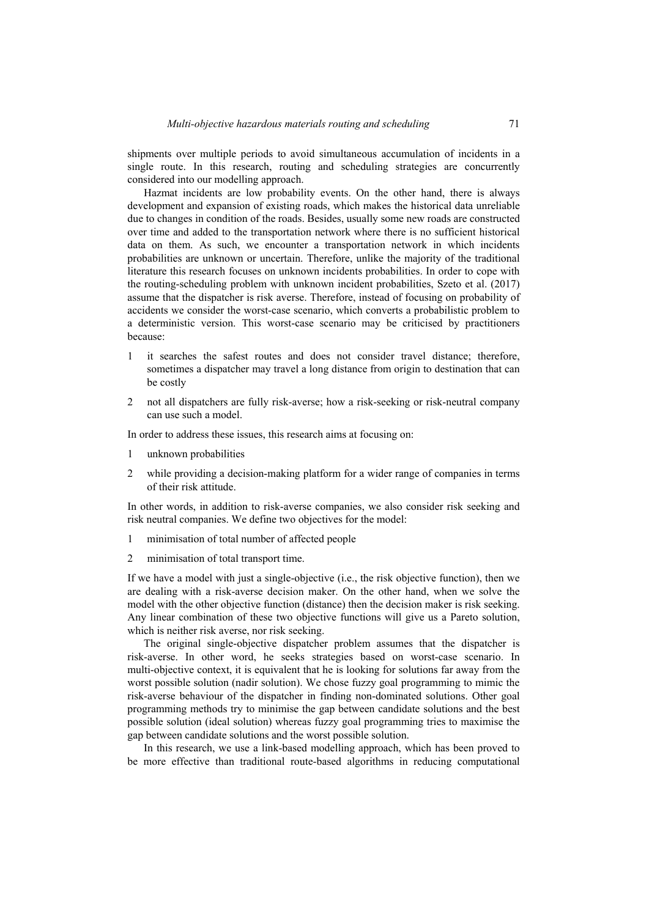shipments over multiple periods to avoid simultaneous accumulation of incidents in a single route. In this research, routing and scheduling strategies are concurrently considered into our modelling approach.

Hazmat incidents are low probability events. On the other hand, there is always development and expansion of existing roads, which makes the historical data unreliable due to changes in condition of the roads. Besides, usually some new roads are constructed over time and added to the transportation network where there is no sufficient historical data on them. As such, we encounter a transportation network in which incidents probabilities are unknown or uncertain. Therefore, unlike the majority of the traditional literature this research focuses on unknown incidents probabilities. In order to cope with the routing-scheduling problem with unknown incident probabilities, Szeto et al. (2017) assume that the dispatcher is risk averse. Therefore, instead of focusing on probability of accidents we consider the worst-case scenario, which converts a probabilistic problem to a deterministic version. This worst-case scenario may be criticised by practitioners because:

1. it searches the safest routes and does not consider travel distance; therefore, sometimes a dispatcher may travel a long distance from origin to destination that can be costly
2. not all dispatchers are fully risk-averse; how a risk-seeking or risk-neutral company can use such a model.

In order to address these issues, this research aims at focusing on:

1. unknown probabilities
2. while providing a decision-making platform for a wider range of companies in terms of their risk attitude.

In other words, in addition to risk-averse companies, we also consider risk seeking and risk neutral companies. We define two objectives for the model:

1. minimisation of total number of affected people
2. minimisation of total transport time.

If we have a model with just a single-objective (i.e., the risk objective function), then we are dealing with a risk-averse decision maker. On the other hand, when we solve the model with the other objective function (distance) then the decision maker is risk seeking. Any linear combination of these two objective functions will give us a Pareto solution, which is neither risk averse, nor risk seeking.

The original single-objective dispatcher problem assumes that the dispatcher is risk-averse. In other word, he seeks strategies based on worst-case scenario. In multi-objective context, it is equivalent that he is looking for solutions far away from the worst possible solution (nadir solution). We chose fuzzy goal programming to mimic the risk-averse behaviour of the dispatcher in finding non-dominated solutions. Other goal programming methods try to minimise the gap between candidate solutions and the best possible solution (ideal solution) whereas fuzzy goal programming tries to maximise the gap between candidate solutions and the worst possible solution.

In this research, we use a link-based modelling approach, which has been proved to be more effective than traditional route-based algorithms in reducing computational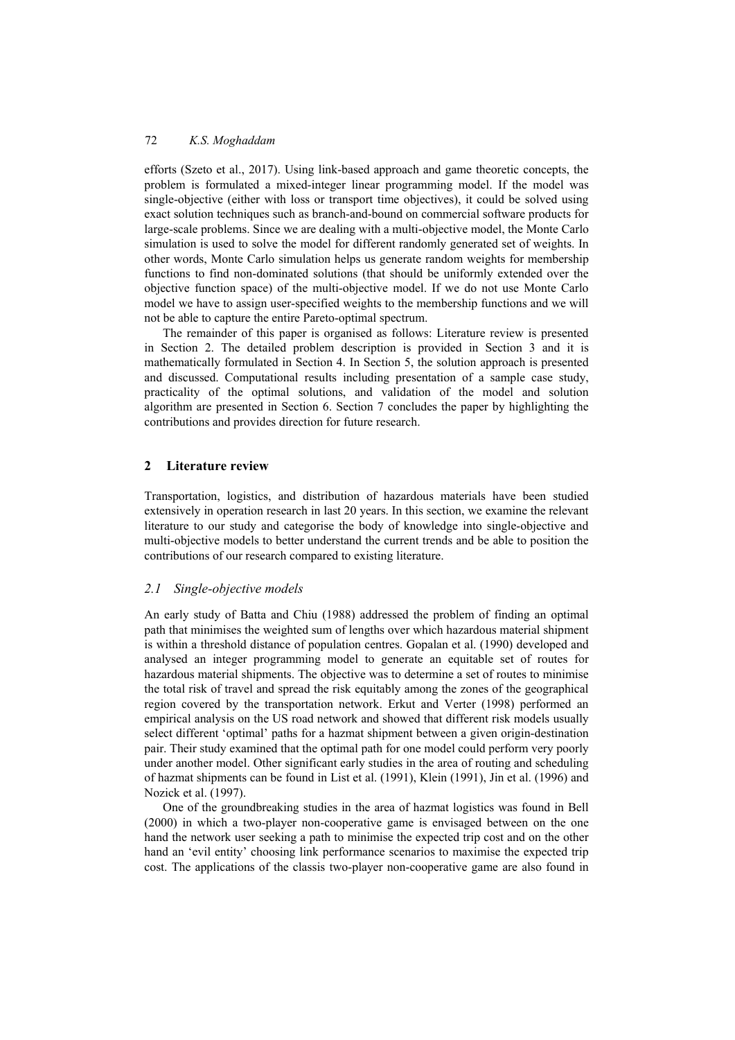efforts (Szeto et al., 2017). Using link-based approach and game theoretic concepts, the problem is formulated a mixed-integer linear programming model. If the model was single-objective (either with loss or transport time objectives), it could be solved using exact solution techniques such as branch-and-bound on commercial software products for large-scale problems. Since we are dealing with a multi-objective model, the Monte Carlo simulation is used to solve the model for different randomly generated set of weights. In other words, Monte Carlo simulation helps us generate random weights for membership functions to find non-dominated solutions (that should be uniformly extended over the objective function space) of the multi-objective model. If we do not use Monte Carlo model we have to assign user-specified weights to the membership functions and we will not be able to capture the entire Pareto-optimal spectrum.

The remainder of this paper is organised as follows: Literature review is presented in Section 2. The detailed problem description is provided in Section 3 and it is mathematically formulated in Section 4. In Section 5, the solution approach is presented and discussed. Computational results including presentation of a sample case study, practicality of the optimal solutions, and validation of the model and solution algorithm are presented in Section 6. Section 7 concludes the paper by highlighting the contributions and provides direction for future research.

## 2 Literature review

Transportation, logistics, and distribution of hazardous materials have been studied extensively in operation research in last 20 years. In this section, we examine the relevant literature to our study and categorise the body of knowledge into single-objective and multi-objective models to better understand the current trends and be able to position the contributions of our research compared to existing literature.

### *2.1 Single-objective models*

An early study of Batta and Chiu (1988) addressed the problem of finding an optimal path that minimises the weighted sum of lengths over which hazardous material shipment is within a threshold distance of population centres. Gopalan et al. (1990) developed and analysed an integer programming model to generate an equitable set of routes for hazardous material shipments. The objective was to determine a set of routes to minimise the total risk of travel and spread the risk equitably among the zones of the geographical region covered by the transportation network. Erkut and Verter (1998) performed an empirical analysis on the US road network and showed that different risk models usually select different 'optimal' paths for a hazmat shipment between a given origin-destination pair. Their study examined that the optimal path for one model could perform very poorly under another model. Other significant early studies in the area of routing and scheduling of hazmat shipments can be found in List et al. (1991), Klein (1991), Jin et al. (1996) and Nozick et al. (1997).

One of the groundbreaking studies in the area of hazmat logistics was found in Bell (2000) in which a two-player non-cooperative game is envisaged between on the one hand the network user seeking a path to minimise the expected trip cost and on the other hand an 'evil entity' choosing link performance scenarios to maximise the expected trip cost. The applications of the classis two-player non-cooperative game are also found in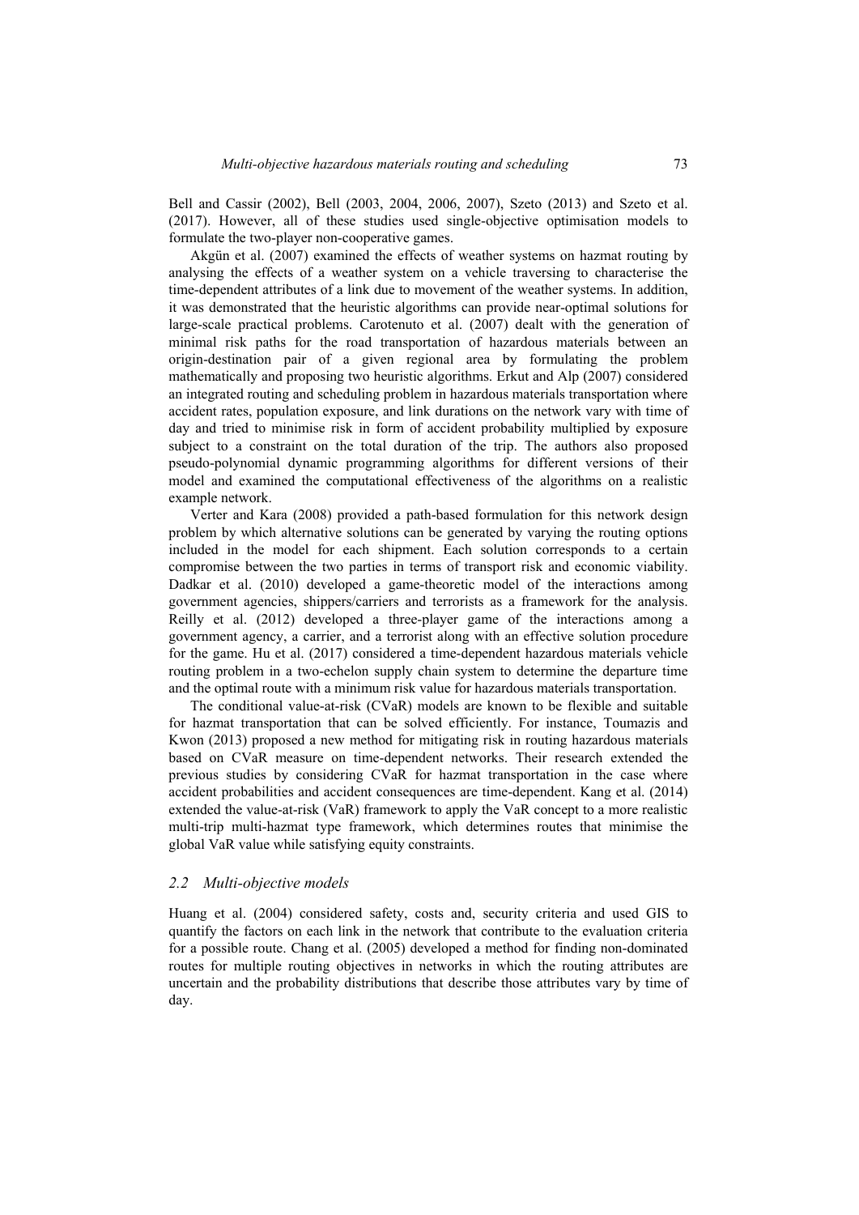Bell and Cassir (2002), Bell (2003, 2004, 2006, 2007), Szeto (2013) and Szeto et al. (2017). However, all of these studies used single-objective optimisation models to formulate the two-player non-cooperative games.

Akgün et al. (2007) examined the effects of weather systems on hazmat routing by analysing the effects of a weather system on a vehicle traversing to characterise the time-dependent attributes of a link due to movement of the weather systems. In addition, it was demonstrated that the heuristic algorithms can provide near-optimal solutions for large-scale practical problems. Carotenuto et al. (2007) dealt with the generation of minimal risk paths for the road transportation of hazardous materials between an origin-destination pair of a given regional area by formulating the problem mathematically and proposing two heuristic algorithms. Erkut and Alp (2007) considered an integrated routing and scheduling problem in hazardous materials transportation where accident rates, population exposure, and link durations on the network vary with time of day and tried to minimise risk in form of accident probability multiplied by exposure subject to a constraint on the total duration of the trip. The authors also proposed pseudo-polynomial dynamic programming algorithms for different versions of their model and examined the computational effectiveness of the algorithms on a realistic example network.

Verter and Kara (2008) provided a path-based formulation for this network design problem by which alternative solutions can be generated by varying the routing options included in the model for each shipment. Each solution corresponds to a certain compromise between the two parties in terms of transport risk and economic viability. Dadkar et al. (2010) developed a game-theoretic model of the interactions among government agencies, shippers/carriers and terrorists as a framework for the analysis. Reilly et al. (2012) developed a three-player game of the interactions among a government agency, a carrier, and a terrorist along with an effective solution procedure for the game. Hu et al. (2017) considered a time-dependent hazardous materials vehicle routing problem in a two-echelon supply chain system to determine the departure time and the optimal route with a minimum risk value for hazardous materials transportation.

The conditional value-at-risk (CVaR) models are known to be flexible and suitable for hazmat transportation that can be solved efficiently. For instance, Toumazis and Kwon (2013) proposed a new method for mitigating risk in routing hazardous materials based on CVaR measure on time-dependent networks. Their research extended the previous studies by considering CVaR for hazmat transportation in the case where accident probabilities and accident consequences are time-dependent. Kang et al. (2014) extended the value-at-risk (VaR) framework to apply the VaR concept to a more realistic multi-trip multi-hazmat type framework, which determines routes that minimise the global VaR value while satisfying equity constraints.

### *2.2 Multi-objective models*

Huang et al. (2004) considered safety, costs and, security criteria and used GIS to quantify the factors on each link in the network that contribute to the evaluation criteria for a possible route. Chang et al. (2005) developed a method for finding non-dominated routes for multiple routing objectives in networks in which the routing attributes are uncertain and the probability distributions that describe those attributes vary by time of day.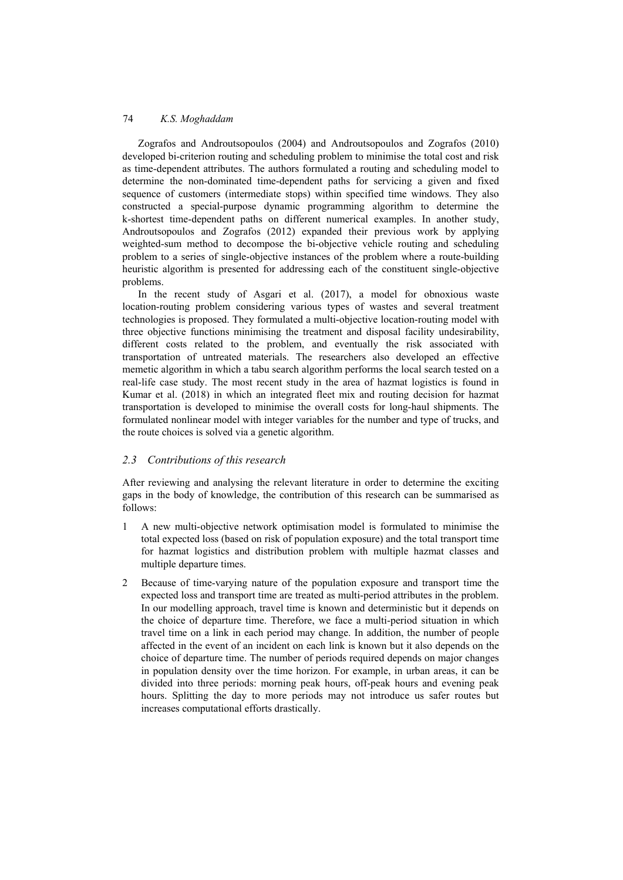Zografos and Androutsopoulos (2004) and Androutsopoulos and Zografos (2010) developed bi-criterion routing and scheduling problem to minimise the total cost and risk as time-dependent attributes. The authors formulated a routing and scheduling model to determine the non-dominated time-dependent paths for servicing a given and fixed sequence of customers (intermediate stops) within specified time windows. They also constructed a special-purpose dynamic programming algorithm to determine the k-shortest time-dependent paths on different numerical examples. In another study, Androutsopoulos and Zografos (2012) expanded their previous work by applying weighted-sum method to decompose the bi-objective vehicle routing and scheduling problem to a series of single-objective instances of the problem where a route-building heuristic algorithm is presented for addressing each of the constituent single-objective problems.

In the recent study of Asgari et al. (2017), a model for obnoxious waste location-routing problem considering various types of wastes and several treatment technologies is proposed. They formulated a multi-objective location-routing model with three objective functions minimising the treatment and disposal facility undesirability, different costs related to the problem, and eventually the risk associated with transportation of untreated materials. The researchers also developed an effective memetic algorithm in which a tabu search algorithm performs the local search tested on a real-life case study. The most recent study in the area of hazmat logistics is found in Kumar et al. (2018) in which an integrated fleet mix and routing decision for hazmat transportation is developed to minimise the overall costs for long-haul shipments. The formulated nonlinear model with integer variables for the number and type of trucks, and the route choices is solved via a genetic algorithm.

### *2.3 Contributions of this research*

After reviewing and analysing the relevant literature in order to determine the exciting gaps in the body of knowledge, the contribution of this research can be summarised as follows:

1. A new multi-objective network optimisation model is formulated to minimise the total expected loss (based on risk of population exposure) and the total transport time for hazmat logistics and distribution problem with multiple hazmat classes and multiple departure times.

2. Because of time-varying nature of the population exposure and transport time the expected loss and transport time are treated as multi-period attributes in the problem. In our modelling approach, travel time is known and deterministic but it depends on the choice of departure time. Therefore, we face a multi-period situation in which travel time on a link in each period may change. In addition, the number of people affected in the event of an incident on each link is known but it also depends on the choice of departure time. The number of periods required depends on major changes in population density over the time horizon. For example, in urban areas, it can be divided into three periods: morning peak hours, off-peak hours and evening peak hours. Splitting the day to more periods may not introduce us safer routes but increases computational efforts drastically.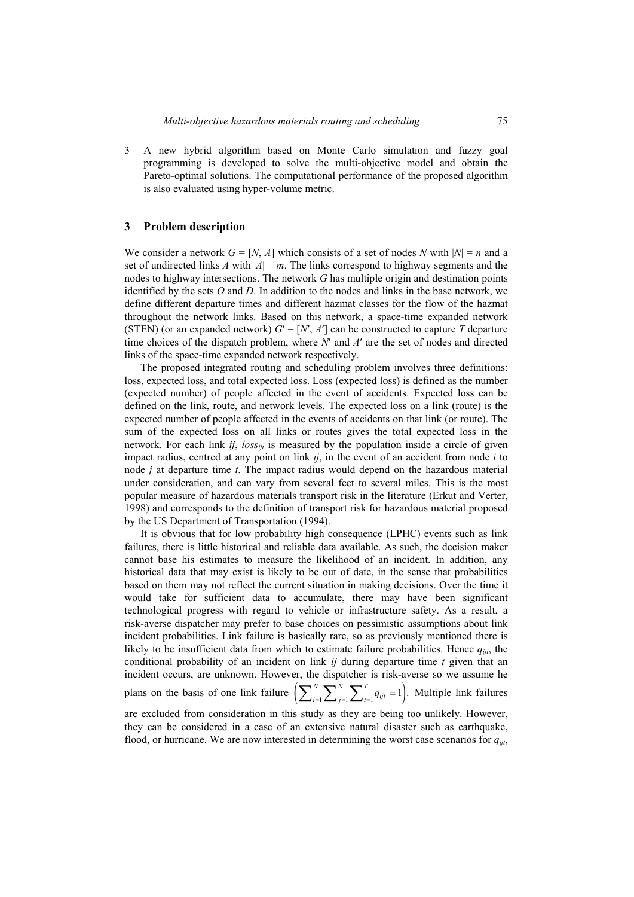3 A new hybrid algorithm based on Monte Carlo simulation and fuzzy goal programming is developed to solve the multi-objective model and obtain the Pareto-optimal solutions. The computational performance of the proposed algorithm is also evaluated using hyper-volume metric.

## 3 Problem description

We consider a network $G = [N, A]$ which consists of a set of nodes $N$ with $|N| = n$ and a set of undirected links $A$ with $|A| = m$. The links correspond to highway segments and the nodes to highway intersections. The network $G$ has multiple origin and destination points identified by the sets $O$ and $D$. In addition to the nodes and links in the base network, we define different departure times and different hazmat classes for the flow of the hazmat throughout the network links. Based on this network, a space-time expanded network (STEN) (or an expanded network) $G' = [N', A']$ can be constructed to capture $T$ departure time choices of the dispatch problem, where $N'$ and $A'$ are the set of nodes and directed links of the space-time expanded network respectively.

The proposed integrated routing and scheduling problem involves three definitions: loss, expected loss, and total expected loss. Loss (expected loss) is defined as the number (expected number) of people affected in the event of accidents. Expected loss can be defined on the link, route, and network levels. The expected loss on a link (route) is the expected number of people affected in the events of accidents on that link (or route). The sum of the expected loss on all links or routes gives the total expected loss in the network. For each link $ij$, $loss_{ijt}$ is measured by the population inside a circle of given impact radius, centred at any point on link $ij$, in the event of an accident from node $i$ to node $j$ at departure time $t$. The impact radius would depend on the hazardous material under consideration, and can vary from several feet to several miles. This is the most popular measure of hazardous materials transport risk in the literature (Erkut and Verter, 1998) and corresponds to the definition of transport risk for hazardous material proposed by the US Department of Transportation (1994).

It is obvious that for low probability high consequence (LPHC) events such as link failures, there is little historical and reliable data available. As such, the decision maker cannot base his estimates to measure the likelihood of an incident. In addition, any historical data that may exist is likely to be out of date, in the sense that probabilities based on them may not reflect the current situation in making decisions. Over the time it would take for sufficient data to accumulate, there may have been significant technological progress with regard to vehicle or infrastructure safety. As a result, a risk-averse dispatcher may prefer to base choices on pessimistic assumptions about link incident probabilities. Link failure is basically rare, so as previously mentioned there is likely to be insufficient data from which to estimate failure probabilities. Hence $q_{ijt}$, the conditional probability of an incident on link $ij$ during departure time $t$ given that an incident occurs, are unknown. However, the dispatcher is risk-averse so we assume he plans on the basis of one link failure $\left(\sum_{i=1}^{N}\sum_{j=1}^{N}\sum_{t=1}^{T} q_{ijt} = 1\right)$. Multiple link failures are excluded from consideration in this study as they are being too unlikely. However, they can be considered in a case of an extensive natural disaster such as earthquake, flood, or hurricane. We are now interested in determining the worst case scenarios for $q_{ijt}$,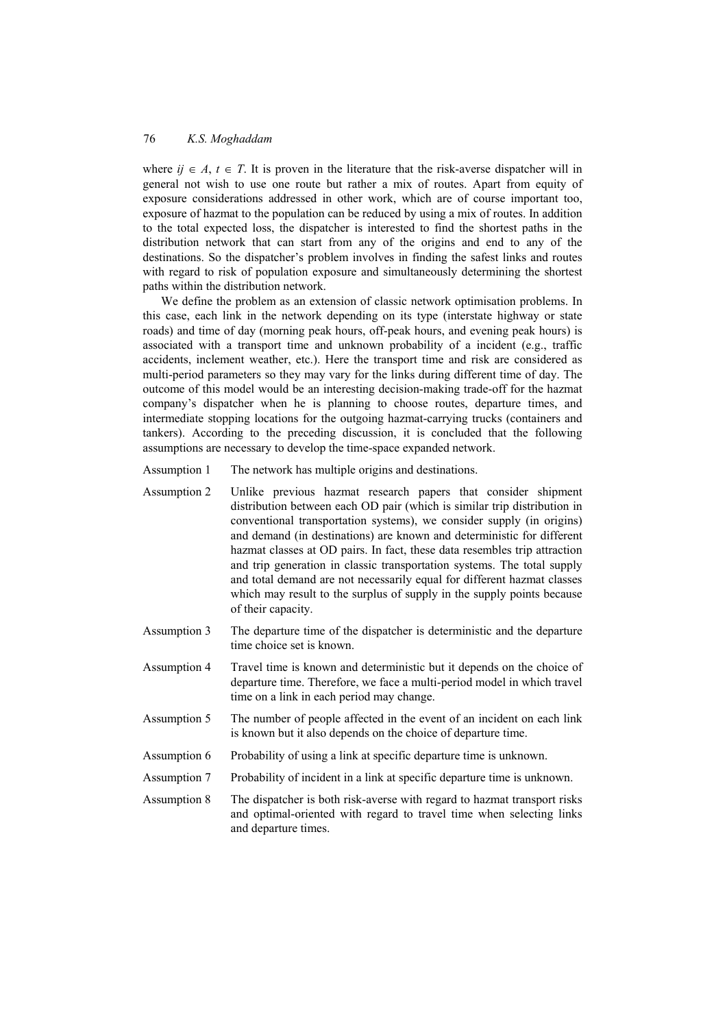where $ij \in A$, $t \in T$. It is proven in the literature that the risk-averse dispatcher will in general not wish to use one route but rather a mix of routes. Apart from equity of exposure considerations addressed in other work, which are of course important too, exposure of hazmat to the population can be reduced by using a mix of routes. In addition to the total expected loss, the dispatcher is interested to find the shortest paths in the distribution network that can start from any of the origins and end to any of the destinations. So the dispatcher's problem involves in finding the safest links and routes with regard to risk of population exposure and simultaneously determining the shortest paths within the distribution network.

We define the problem as an extension of classic network optimisation problems. In this case, each link in the network depending on its type (interstate highway or state roads) and time of day (morning peak hours, off-peak hours, and evening peak hours) is associated with a transport time and unknown probability of a incident (e.g., traffic accidents, inclement weather, etc.). Here the transport time and risk are considered as multi-period parameters so they may vary for the links during different time of day. The outcome of this model would be an interesting decision-making trade-off for the hazmat company's dispatcher when he is planning to choose routes, departure times, and intermediate stopping locations for the outgoing hazmat-carrying trucks (containers and tankers). According to the preceding discussion, it is concluded that the following assumptions are necessary to develop the time-space expanded network.

Assumption 1 The network has multiple origins and destinations.

Assumption 2 Unlike previous hazmat research papers that consider shipment distribution between each OD pair (which is similar trip distribution in conventional transportation systems), we consider supply (in origins) and demand (in destinations) are known and deterministic for different hazmat classes at OD pairs. In fact, these data resembles trip attraction and trip generation in classic transportation systems. The total supply and total demand are not necessarily equal for different hazmat classes which may result to the surplus of supply in the supply points because of their capacity.

Assumption 3 The departure time of the dispatcher is deterministic and the departure time choice set is known.

Assumption 4 Travel time is known and deterministic but it depends on the choice of departure time. Therefore, we face a multi-period model in which travel time on a link in each period may change.

Assumption 5 The number of people affected in the event of an incident on each link is known but it also depends on the choice of departure time.

Assumption 6 Probability of using a link at specific departure time is unknown.

Assumption 7 Probability of incident in a link at specific departure time is unknown.

Assumption 8 The dispatcher is both risk-averse with regard to hazmat transport risks and optimal-oriented with regard to travel time when selecting links and departure times.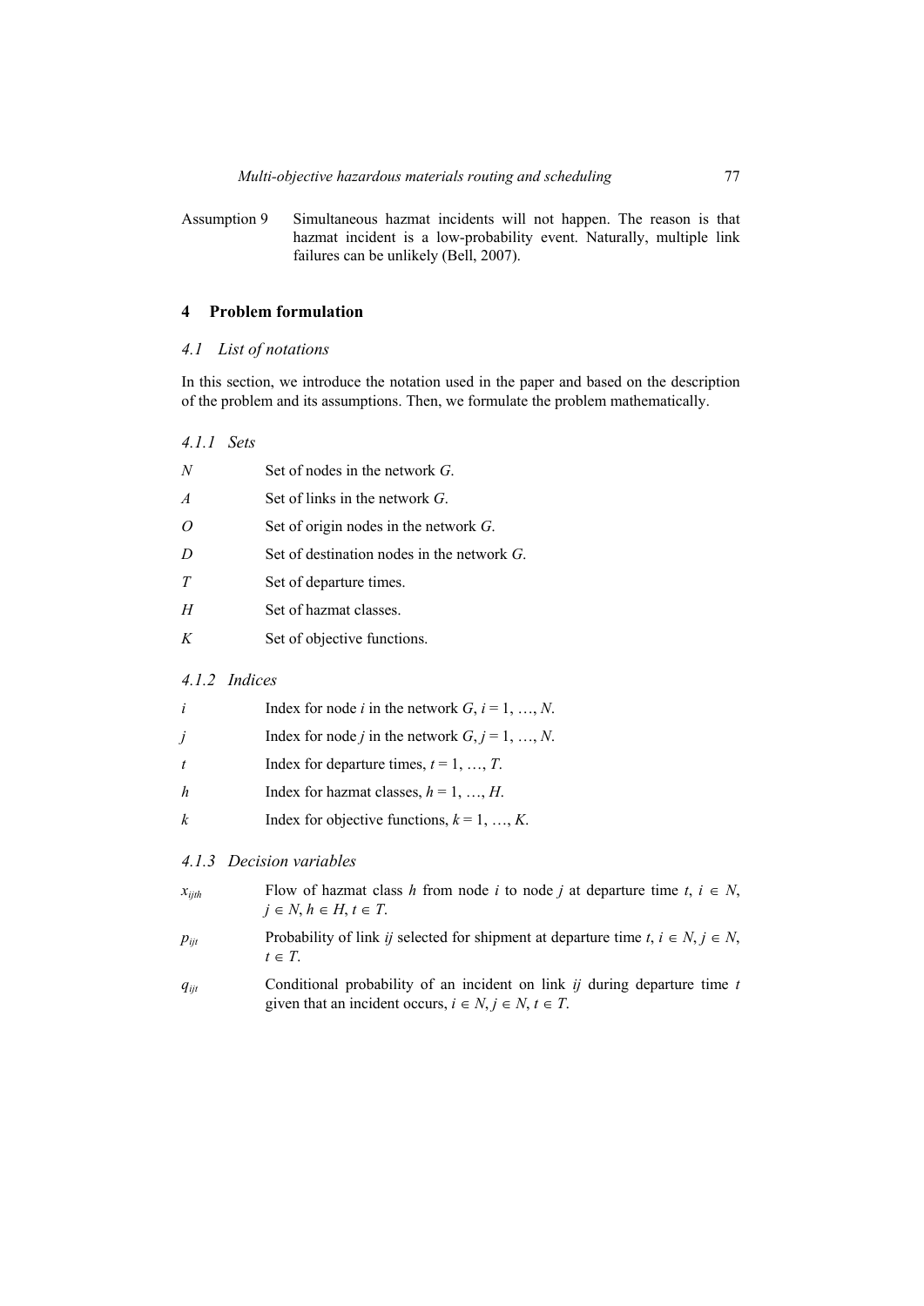Assumption 9 Simultaneous hazmat incidents will not happen. The reason is that hazmat incident is a low-probability event. Naturally, multiple link failures can be unlikely (Bell, 2007).

## 4 Problem formulation

### *4.1 List of notations*

In this section, we introduce the notation used in the paper and based on the description of the problem and its assumptions. Then, we formulate the problem mathematically.

#### *4.1.1 Sets*

- $N$ Set of nodes in the network $G$.
- $A$ Set of links in the network $G$.
- $O$ Set of origin nodes in the network $G$.
- $D$ Set of destination nodes in the network $G$.
- $T$ Set of departure times.
- $H$ Set of hazmat classes.
- $K$ Set of objective functions.

#### *4.1.2 Indices*

- $i$ Index for node $i$ in the network $G$, $i = 1, \ldots, N$.
- $j$ Index for node $j$ in the network $G$, $j = 1, \ldots, N$.
- $t$ Index for departure times, $t = 1, \ldots, T$.
- $h$ Index for hazmat classes, $h = 1, \ldots, H$.
- $k$ Index for objective functions, $k = 1, \ldots, K$.

#### *4.1.3 Decision variables*

- $x_{ijth}$ Flow of hazmat class $h$ from node $i$ to node $j$ at departure time $t$, $i \in N$, $j \in N$, $h \in H$, $t \in T$.
- $p_{ijt}$ Probability of link $ij$ selected for shipment at departure time $t$, $i \in N$, $j \in N$, $t \in T$.
- $q_{ijt}$ Conditional probability of an incident on link $ij$ during departure time $t$ given that an incident occurs, $i \in N$, $j \in N$, $t \in T$.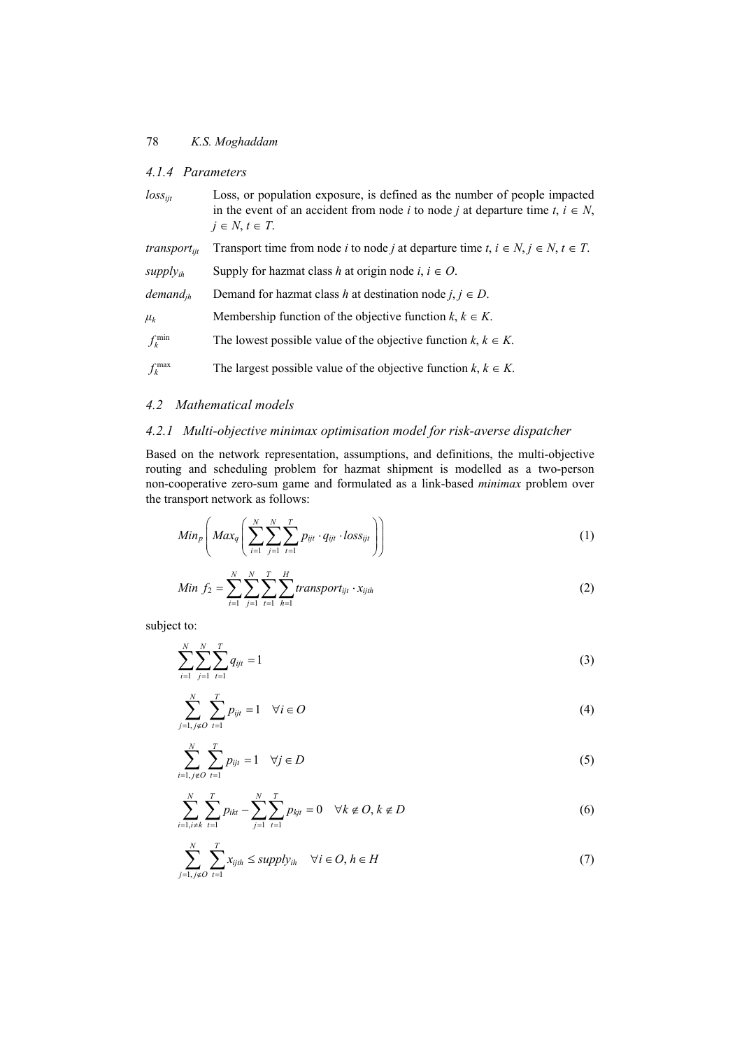#### 4.1.4 Parameters

$loss_{ijt}$ Loss, or population exposure, is defined as the number of people impacted in the event of an accident from node $i$ to node $j$ at departure time $t$, $i \in N$, $j \in N$, $t \in T$.

$transport_{ijt}$ Transport time from node $i$ to node $j$ at departure time $t$, $i \in N$, $j \in N$, $t \in T$.

$supply_{ih}$ Supply for hazmat class $h$ at origin node $i$, $i \in O$.

$demand_{jh}$ Demand for hazmat class $h$ at destination node $j$, $j \in D$.

$\mu_k$ Membership function of the objective function $k$, $k \in K$.

$f_k^{\min}$ The lowest possible value of the objective function $k$, $k \in K$.

$f_k^{\max}$ The largest possible value of the objective function $k$, $k \in K$.

### 4.2 Mathematical models

#### 4.2.1 Multi-objective minimax optimisation model for risk-averse dispatcher

Based on the network representation, assumptions, and definitions, the multi-objective routing and scheduling problem for hazmat shipment is modelled as a two-person non-cooperative zero-sum game and formulated as a link-based *minimax* problem over the transport network as follows:

$$Min_p \left( Max_q \left( \sum_{i=1}^{N} \sum_{j=1}^{N} \sum_{t=1}^{T} p_{ijt} \cdot q_{ijt} \cdot loss_{ijt} \right) \right) \tag{1}$$

$$Min \ f_2 = \sum_{i=1}^{N} \sum_{j=1}^{N} \sum_{t=1}^{T} \sum_{h=1}^{H} transport_{ijt} \cdot x_{ijth} \tag{2}$$

subject to:

$$\sum_{i=1}^{N} \sum_{j=1}^{N} \sum_{t=1}^{T} q_{ijt} = 1 \tag{3}$$

$$\sum_{j=1, j \notin O}^{N} \sum_{t=1}^{T} p_{ijt} = 1 \quad \forall i \in O \tag{4}$$

$$\sum_{i=1, j \notin O}^{N} \sum_{t=1}^{T} p_{ijt} = 1 \quad \forall j \in D \tag{5}$$

$$\sum_{i=1, i \neq k}^{N} \sum_{t=1}^{T} p_{ikt} - \sum_{j=1}^{N} \sum_{t=1}^{T} p_{kjt} = 0 \quad \forall k \notin O, k \notin D \tag{6}$$

$$\sum_{j=1, j \notin O}^{N} \sum_{t=1}^{T} x_{ijth} \leq supply_{ih} \quad \forall i \in O, h \in H \tag{7}$$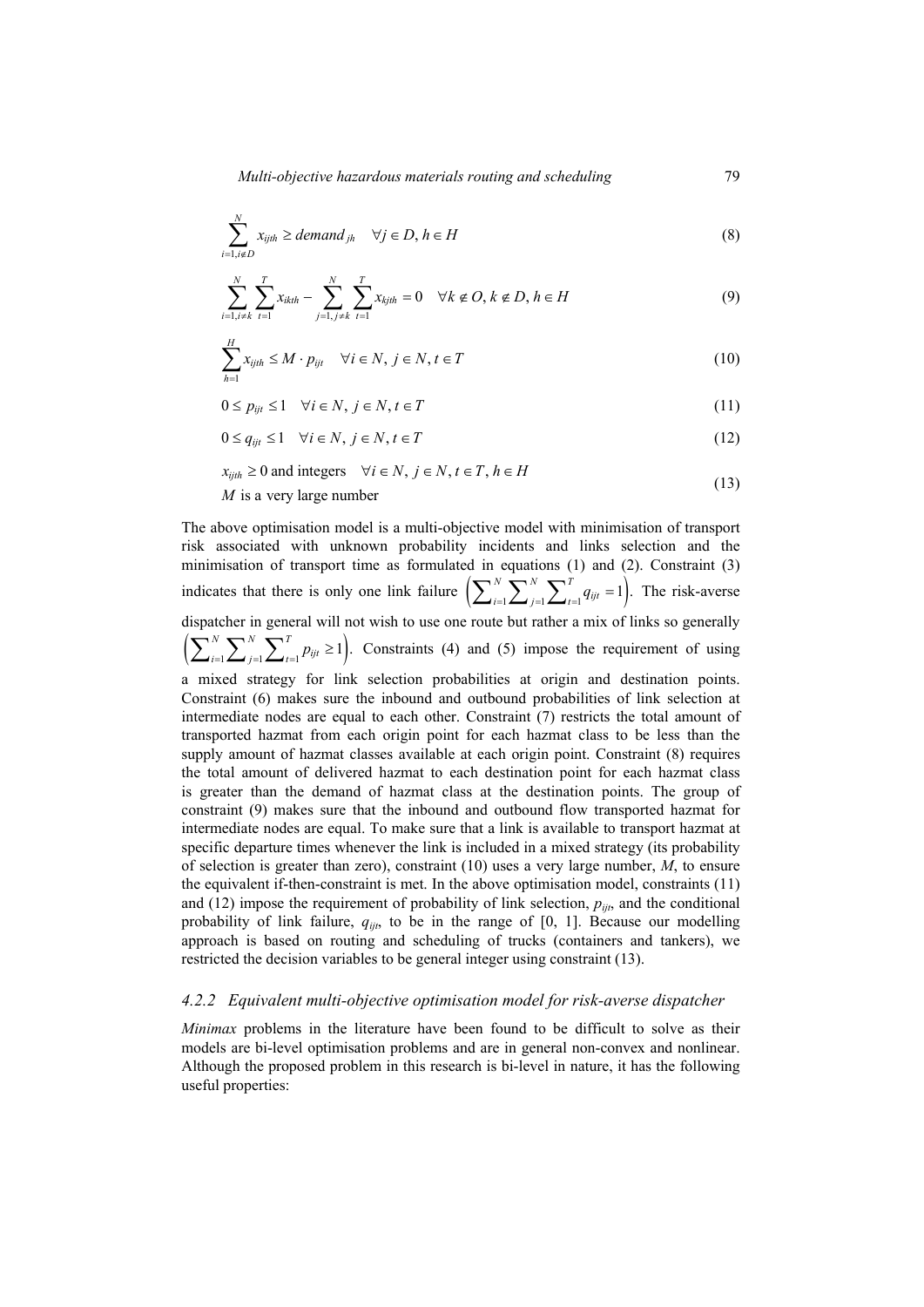$$\sum_{i=1, i \notin D}^{N} x_{ijth} \geq demand_{jh} \quad \forall j \in D, h \in H \tag{8}$$

$$\sum_{i=1, i \neq k}^{N} \sum_{t=1}^{T} x_{ikth} - \sum_{j=1, j \neq k}^{N} \sum_{t=1}^{T} x_{kjth} = 0 \quad \forall k \notin O, k \notin D, h \in H \tag{9}$$

$$\sum_{h=1}^{H} x_{ijth} \leq M \cdot p_{ijt} \quad \forall i \in N, j \in N, t \in T \tag{10}$$

$$0 \leq p_{ijt} \leq 1 \quad \forall i \in N, j \in N, t \in T \tag{11}$$

$$0 \leq q_{ijt} \leq 1 \quad \forall i \in N, j \in N, t \in T \tag{12}$$

$$x_{ijth} \geq 0 \text{ and integers} \quad \forall i \in N, j \in N, t \in T, h \in H \tag{13}$$

$M$ is a very large number

The above optimisation model is a multi-objective model with minimisation of transport risk associated with unknown probability incidents and links selection and the minimisation of transport time as formulated in equations (1) and (2). Constraint (3) indicates that there is only one link failure $\left(\sum_{i=1}^{N} \sum_{j=1}^{N} \sum_{t=1}^{T} q_{ijt} = 1\right)$. The risk-averse dispatcher in general will not wish to use one route but rather a mix of links so generally $\left(\sum_{i=1}^{N} \sum_{j=1}^{N} \sum_{t=1}^{T} p_{ijt} \geq 1\right)$. Constraints (4) and (5) impose the requirement of using a mixed strategy for link selection probabilities at origin and destination points. Constraint (6) makes sure the inbound and outbound probabilities of link selection at intermediate nodes are equal to each other. Constraint (7) restricts the total amount of transported hazmat from each origin point for each hazmat class to be less than the supply amount of hazmat classes available at each origin point. Constraint (8) requires the total amount of delivered hazmat to each destination point for each hazmat class is greater than the demand of hazmat class at the destination points. The group of constraint (9) makes sure that the inbound and outbound flow transported hazmat for intermediate nodes are equal. To make sure that a link is available to transport hazmat at specific departure times whenever the link is included in a mixed strategy (its probability of selection is greater than zero), constraint (10) uses a very large number, $M$, to ensure the equivalent if-then-constraint is met. In the above optimisation model, constraints (11) and (12) impose the requirement of probability of link selection, $p_{ijt}$, and the conditional probability of link failure, $q_{ijt}$, to be in the range of [0, 1]. Because our modelling approach is based on routing and scheduling of trucks (containers and tankers), we restricted the decision variables to be general integer using constraint (13).

#### 4.2.2 *Equivalent multi-objective optimisation model for risk-averse dispatcher*

*Minimax* problems in the literature have been found to be difficult to solve as their models are bi-level optimisation problems and are in general non-convex and nonlinear. Although the proposed problem in this research is bi-level in nature, it has the following useful properties: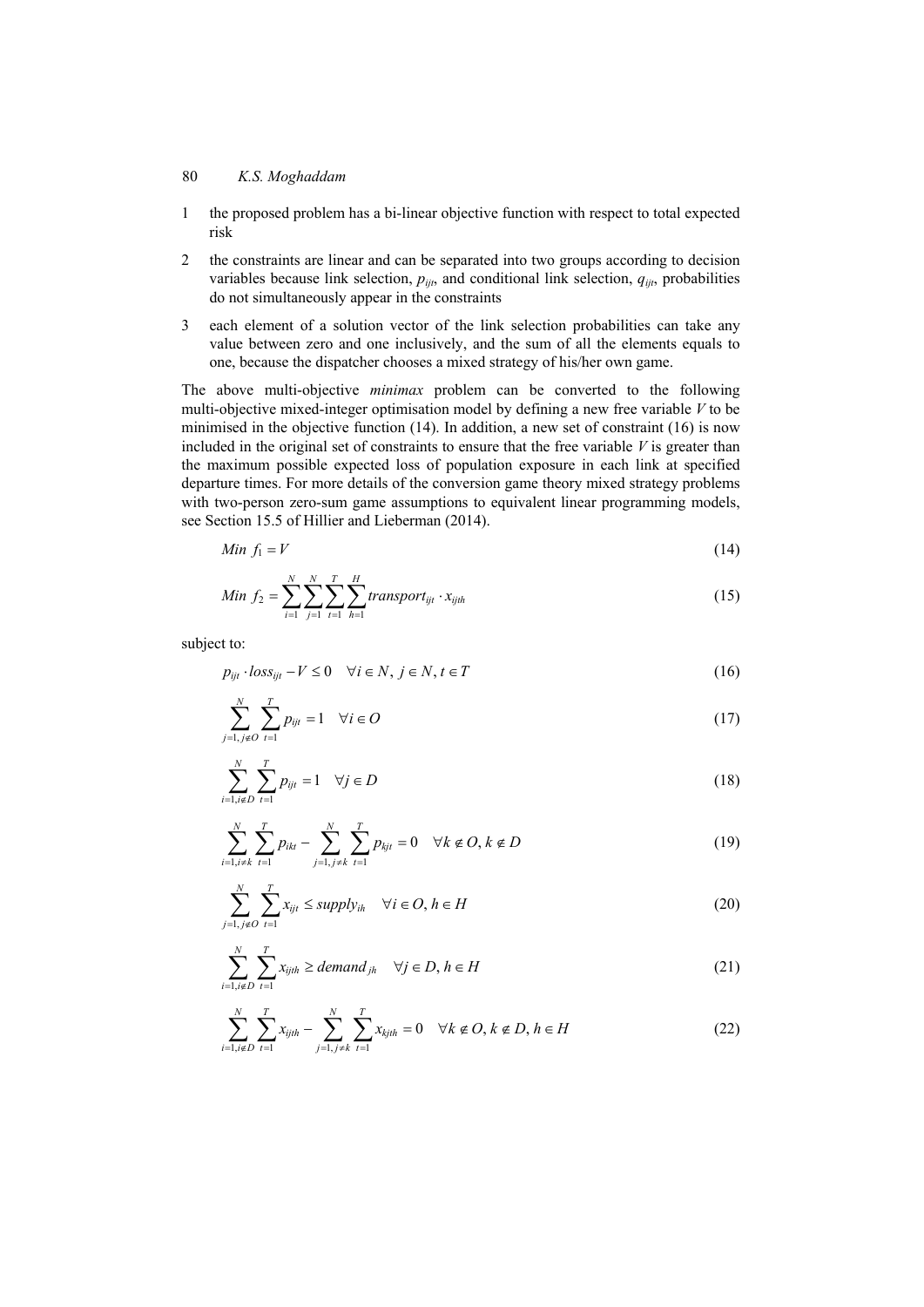1. the proposed problem has a bi-linear objective function with respect to total expected risk
2. the constraints are linear and can be separated into two groups according to decision variables because link selection, $p_{ijt}$, and conditional link selection, $q_{ijt}$, probabilities do not simultaneously appear in the constraints
3. each element of a solution vector of the link selection probabilities can take any value between zero and one inclusively, and the sum of all the elements equals to one, because the dispatcher chooses a mixed strategy of his/her own game.

The above multi-objective *minimax* problem can be converted to the following multi-objective mixed-integer optimisation model by defining a new free variable $V$ to be minimised in the objective function (14). In addition, a new set of constraint (16) is now included in the original set of constraints to ensure that the free variable $V$ is greater than the maximum possible expected loss of population exposure in each link at specified departure times. For more details of the conversion game theory mixed strategy problems with two-person zero-sum game assumptions to equivalent linear programming models, see Section 15.5 of Hillier and Lieberman (2014).

$$Min\ f_1 = V \tag{14}$$

$$Min\ f_2 = \sum_{i=1}^{N} \sum_{j=1}^{N} \sum_{t=1}^{T} \sum_{h=1}^{H} transport_{ijt} \cdot x_{ijth} \tag{15}$$

subject to:

$$p_{ijt} \cdot loss_{ijt} - V \leq 0 \quad \forall i \in N,\ j \in N,\ t \in T \tag{16}$$

$$\sum_{j=1,\, j \notin O}^{N} \sum_{t=1}^{T} p_{ijt} = 1 \quad \forall i \in O \tag{17}$$

$$\sum_{i=1,\, i \notin D}^{N} \sum_{t=1}^{T} p_{ijt} = 1 \quad \forall j \in D \tag{18}$$

$$\sum_{i=1,\, i \neq k}^{N} \sum_{t=1}^{T} p_{ikt} - \sum_{j=1,\, j \neq k}^{N} \sum_{t=1}^{T} p_{kjt} = 0 \quad \forall k \notin O,\ k \notin D \tag{19}$$

$$\sum_{j=1,\, j \notin O}^{N} \sum_{t=1}^{T} x_{ijt} \leq supply_{ih} \quad \forall i \in O,\ h \in H \tag{20}$$

$$\sum_{i=1,\, i \notin D}^{N} \sum_{t=1}^{T} x_{ijth} \geq demand_{jh} \quad \forall j \in D,\ h \in H \tag{21}$$

$$\sum_{i=1,\, i \notin D}^{N} \sum_{t=1}^{T} x_{ijth} - \sum_{j=1,\, j \neq k}^{N} \sum_{t=1}^{T} x_{kjth} = 0 \quad \forall k \notin O,\ k \notin D,\ h \in H \tag{22}$$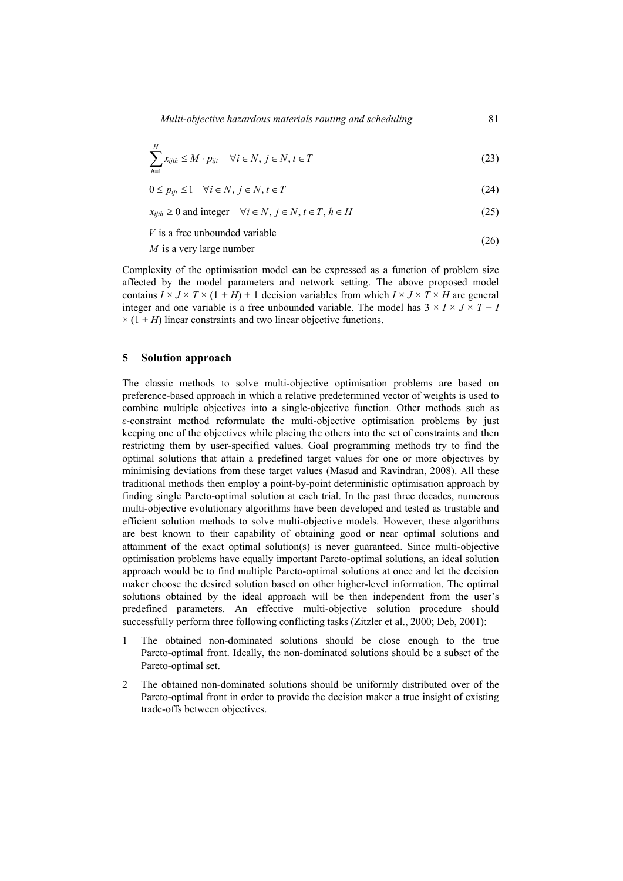$$\sum_{h=1}^{H} x_{ijth} \leq M \cdot p_{ijt} \quad \forall i \in N,\, j \in N,\, t \in T \tag{23}$$

$$0 \leq p_{ijt} \leq 1 \quad \forall i \in N,\, j \in N,\, t \in T \tag{24}$$

$$x_{ijth} \geq 0 \text{ and integer} \quad \forall i \in N,\, j \in N,\, t \in T,\, h \in H \tag{25}$$

$$\begin{array}{l} V \text{ is a free unbounded variable} \\ M \text{ is a very large number} \end{array} \tag{26}$$

Complexity of the optimisation model can be expressed as a function of problem size affected by the model parameters and network setting. The above proposed model contains $I \times J \times T \times (1 + H) + 1$ decision variables from which $I \times J \times T \times H$ are general integer and one variable is a free unbounded variable. The model has $3 \times I \times J \times T + I \times (1 + H)$ linear constraints and two linear objective functions.

## 5 Solution approach

The classic methods to solve multi-objective optimisation problems are based on preference-based approach in which a relative predetermined vector of weights is used to combine multiple objectives into a single-objective function. Other methods such as $\varepsilon$-constraint method reformulate the multi-objective optimisation problems by just keeping one of the objectives while placing the others into the set of constraints and then restricting them by user-specified values. Goal programming methods try to find the optimal solutions that attain a predefined target values for one or more objectives by minimising deviations from these target values (Masud and Ravindran, 2008). All these traditional methods then employ a point-by-point deterministic optimisation approach by finding single Pareto-optimal solution at each trial. In the past three decades, numerous multi-objective evolutionary algorithms have been developed and tested as trustable and efficient solution methods to solve multi-objective models. However, these algorithms are best known to their capability of obtaining good or near optimal solutions and attainment of the exact optimal solution(s) is never guaranteed. Since multi-objective optimisation problems have equally important Pareto-optimal solutions, an ideal solution approach would be to find multiple Pareto-optimal solutions at once and let the decision maker choose the desired solution based on other higher-level information. The optimal solutions obtained by the ideal approach will be then independent from the user's predefined parameters. An effective multi-objective solution procedure should successfully perform three following conflicting tasks (Zitzler et al., 2000; Deb, 2001):

1. The obtained non-dominated solutions should be close enough to the true Pareto-optimal front. Ideally, the non-dominated solutions should be a subset of the Pareto-optimal set.
2. The obtained non-dominated solutions should be uniformly distributed over of the Pareto-optimal front in order to provide the decision maker a true insight of existing trade-offs between objectives.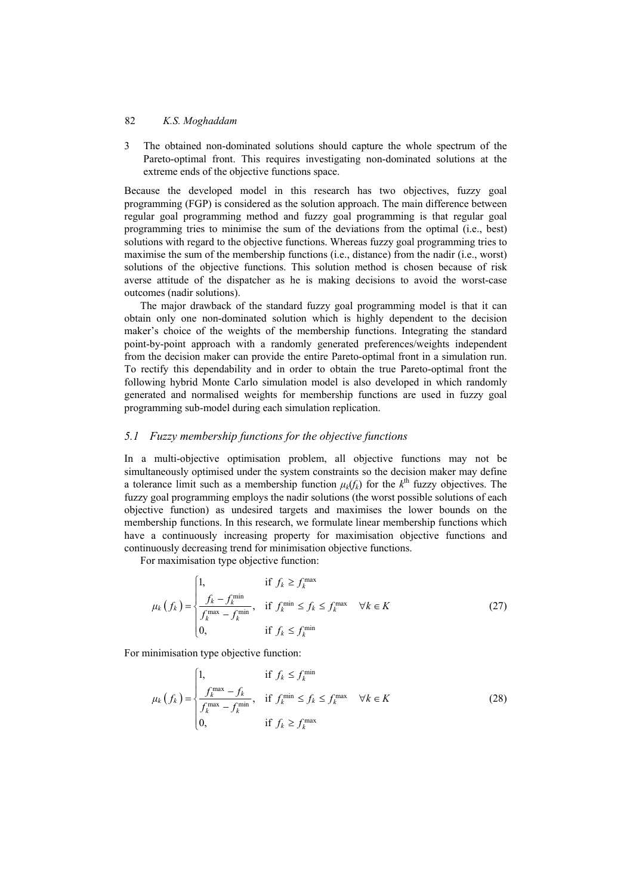3 The obtained non-dominated solutions should capture the whole spectrum of the Pareto-optimal front. This requires investigating non-dominated solutions at the extreme ends of the objective functions space.

Because the developed model in this research has two objectives, fuzzy goal programming (FGP) is considered as the solution approach. The main difference between regular goal programming method and fuzzy goal programming is that regular goal programming tries to minimise the sum of the deviations from the optimal (i.e., best) solutions with regard to the objective functions. Whereas fuzzy goal programming tries to maximise the sum of the membership functions (i.e., distance) from the nadir (i.e., worst) solutions of the objective functions. This solution method is chosen because of risk averse attitude of the dispatcher as he is making decisions to avoid the worst-case outcomes (nadir solutions).

The major drawback of the standard fuzzy goal programming model is that it can obtain only one non-dominated solution which is highly dependent to the decision maker's choice of the weights of the membership functions. Integrating the standard point-by-point approach with a randomly generated preferences/weights independent from the decision maker can provide the entire Pareto-optimal front in a simulation run. To rectify this dependability and in order to obtain the true Pareto-optimal front the following hybrid Monte Carlo simulation model is also developed in which randomly generated and normalised weights for membership functions are used in fuzzy goal programming sub-model during each simulation replication.

### *5.1 Fuzzy membership functions for the objective functions*

In a multi-objective optimisation problem, all objective functions may not be simultaneously optimised under the system constraints so the decision maker may define a tolerance limit such as a membership function $\mu_k(f_k)$ for the $k^{\text{th}}$ fuzzy objectives. The fuzzy goal programming employs the nadir solutions (the worst possible solutions of each objective function) as undesired targets and maximises the lower bounds on the membership functions. In this research, we formulate linear membership functions which have a continuously increasing property for maximisation objective functions and continuously decreasing trend for minimisation objective functions.

For maximisation type objective function:

$$\mu_k(f_k) = \begin{cases} 1, & \text{if } f_k \geq f_k^{\max} \\ \dfrac{f_k - f_k^{\min}}{f_k^{\max} - f_k^{\min}}, & \text{if } f_k^{\min} \leq f_k \leq f_k^{\max} \quad \forall k \in K \\ 0, & \text{if } f_k \leq f_k^{\min} \end{cases} \tag{27}$$

For minimisation type objective function:

$$\mu_k(f_k) = \begin{cases} 1, & \text{if } f_k \leq f_k^{\min} \\ \dfrac{f_k^{\max} - f_k}{f_k^{\max} - f_k^{\min}}, & \text{if } f_k^{\min} \leq f_k \leq f_k^{\max} \quad \forall k \in K \\ 0, & \text{if } f_k \geq f_k^{\max} \end{cases} \tag{28}$$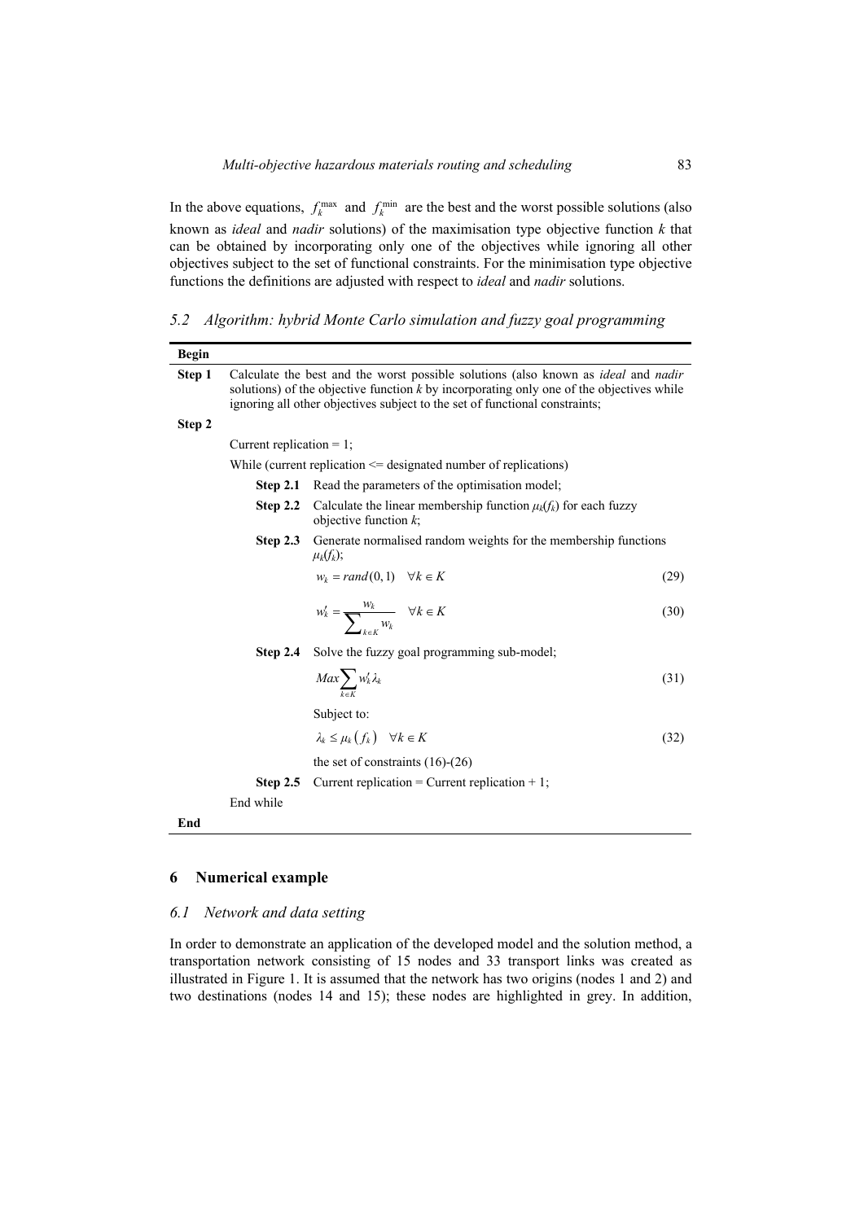In the above equations, $f_k^{\max}$ and $f_k^{\min}$ are the best and the worst possible solutions (also known as *ideal* and *nadir* solutions) of the maximisation type objective function $k$ that can be obtained by incorporating only one of the objectives while ignoring all other objectives subject to the set of functional constraints. For the minimisation type objective functions the definitions are adjusted with respect to *ideal* and *nadir* solutions.

### 5.2 Algorithm: hybrid Monte Carlo simulation and fuzzy goal programming

**Begin**

**Step 1** Calculate the best and the worst possible solutions (also known as *ideal* and *nadir* solutions) of the objective function $k$ by incorporating only one of the objectives while ignoring all other objectives subject to the set of functional constraints;

**Step 2**

Current replication = 1;

While (current replication <= designated number of replications)

**Step 2.1** Read the parameters of the optimisation model;

**Step 2.2** Calculate the linear membership function $\mu_k(f_k)$ for each fuzzy objective function $k$;

**Step 2.3** Generate normalised random weights for the membership functions $\mu_k(f_k)$;

$$w_k = rand(0,1) \quad \forall k \in K \tag{29}$$

$$w_k' = \frac{w_k}{\sum_{k \in K} w_k} \quad \forall k \in K \tag{30}$$

**Step 2.4** Solve the fuzzy goal programming sub-model;

$$Max \sum_{k \in K} w_k' \lambda_k \tag{31}$$

Subject to:

$$\lambda_k \le \mu_k(f_k) \quad \forall k \in K \tag{32}$$

the set of constraints (16)-(26)

**Step 2.5** Current replication = Current replication + 1;

End while

**End**

## 6 Numerical example

### 6.1 Network and data setting

In order to demonstrate an application of the developed model and the solution method, a transportation network consisting of 15 nodes and 33 transport links was created as illustrated in Figure 1. It is assumed that the network has two origins (nodes 1 and 2) and two destinations (nodes 14 and 15); these nodes are highlighted in grey. In addition,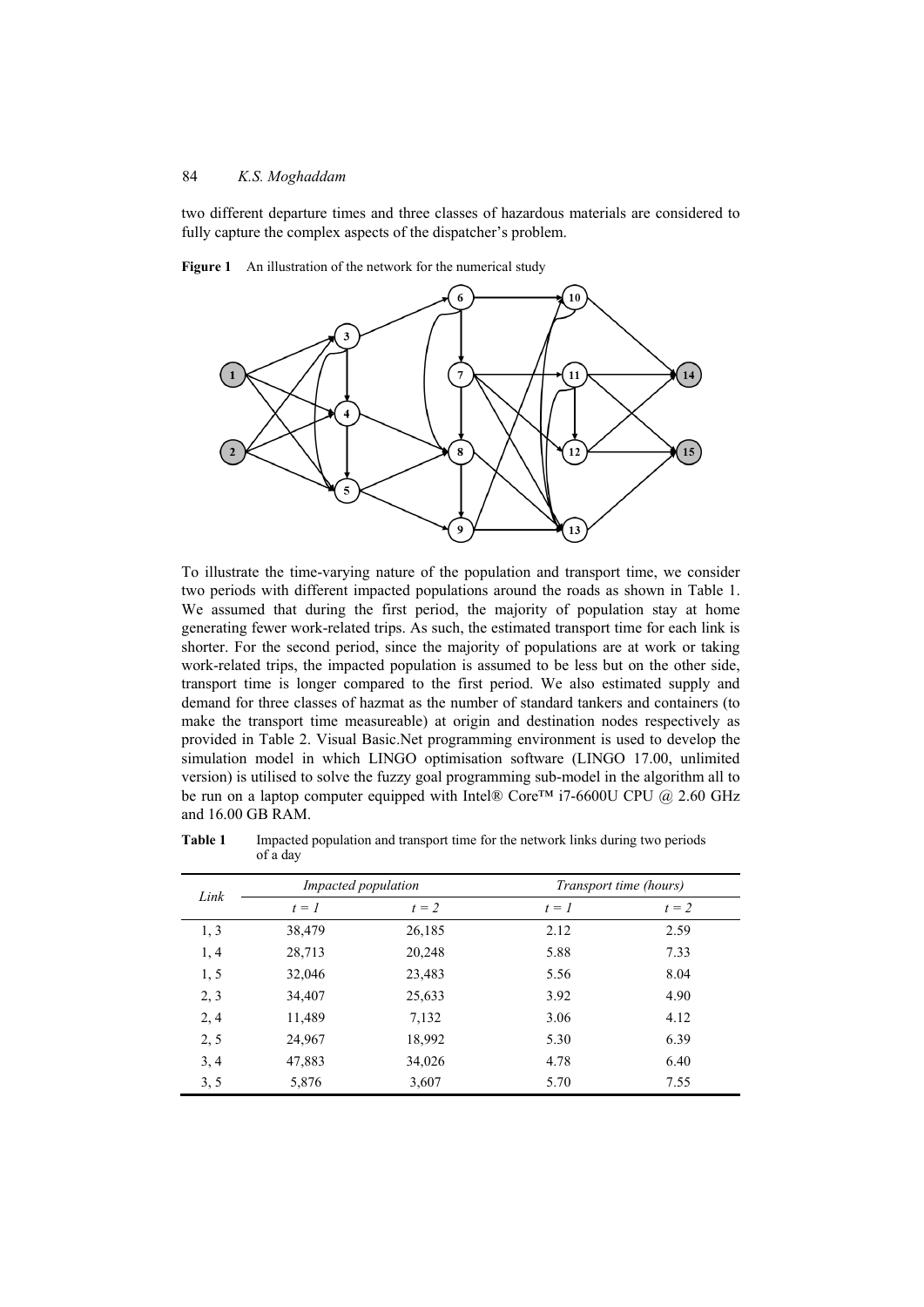two different departure times and three classes of hazardous materials are considered to fully capture the complex aspects of the dispatcher's problem.

**Figure 1** An illustration of the network for the numerical study

To illustrate the time-varying nature of the population and transport time, we consider two periods with different impacted populations around the roads as shown in Table 1. We assumed that during the first period, the majority of population stay at home generating fewer work-related trips. As such, the estimated transport time for each link is shorter. For the second period, since the majority of populations are at work or taking work-related trips, the impacted population is assumed to be less but on the other side, transport time is longer compared to the first period. We also estimated supply and demand for three classes of hazmat as the number of standard tankers and containers (to make the transport time measureable) at origin and destination nodes respectively as provided in Table 2. Visual Basic.Net programming environment is used to develop the simulation model in which LINGO optimisation software (LINGO 17.00, unlimited version) is utilised to solve the fuzzy goal programming sub-model in the algorithm all to be run on a laptop computer equipped with Intel® Core™ i7-6600U CPU @ 2.60 GHz and 16.00 GB RAM.

**Table 1** Impacted population and transport time for the network links during two periods of a day

| Link | *Impacted population* | | *Transport time (hours)* | |
|---|---|---|---|---|
| | $t = 1$ | $t = 2$ | $t = 1$ | $t = 2$ |
| 1, 3 | 38,479 | 26,185 | 2.12 | 2.59 |
| 1, 4 | 28,713 | 20,248 | 5.88 | 7.33 |
| 1, 5 | 32,046 | 23,483 | 5.56 | 8.04 |
| 2, 3 | 34,407 | 25,633 | 3.92 | 4.90 |
| 2, 4 | 11,489 | 7,132 | 3.06 | 4.12 |
| 2, 5 | 24,967 | 18,992 | 5.30 | 6.39 |
| 3, 4 | 47,883 | 34,026 | 4.78 | 6.40 |
| 3, 5 | 5,876 | 3,607 | 5.70 | 7.55 |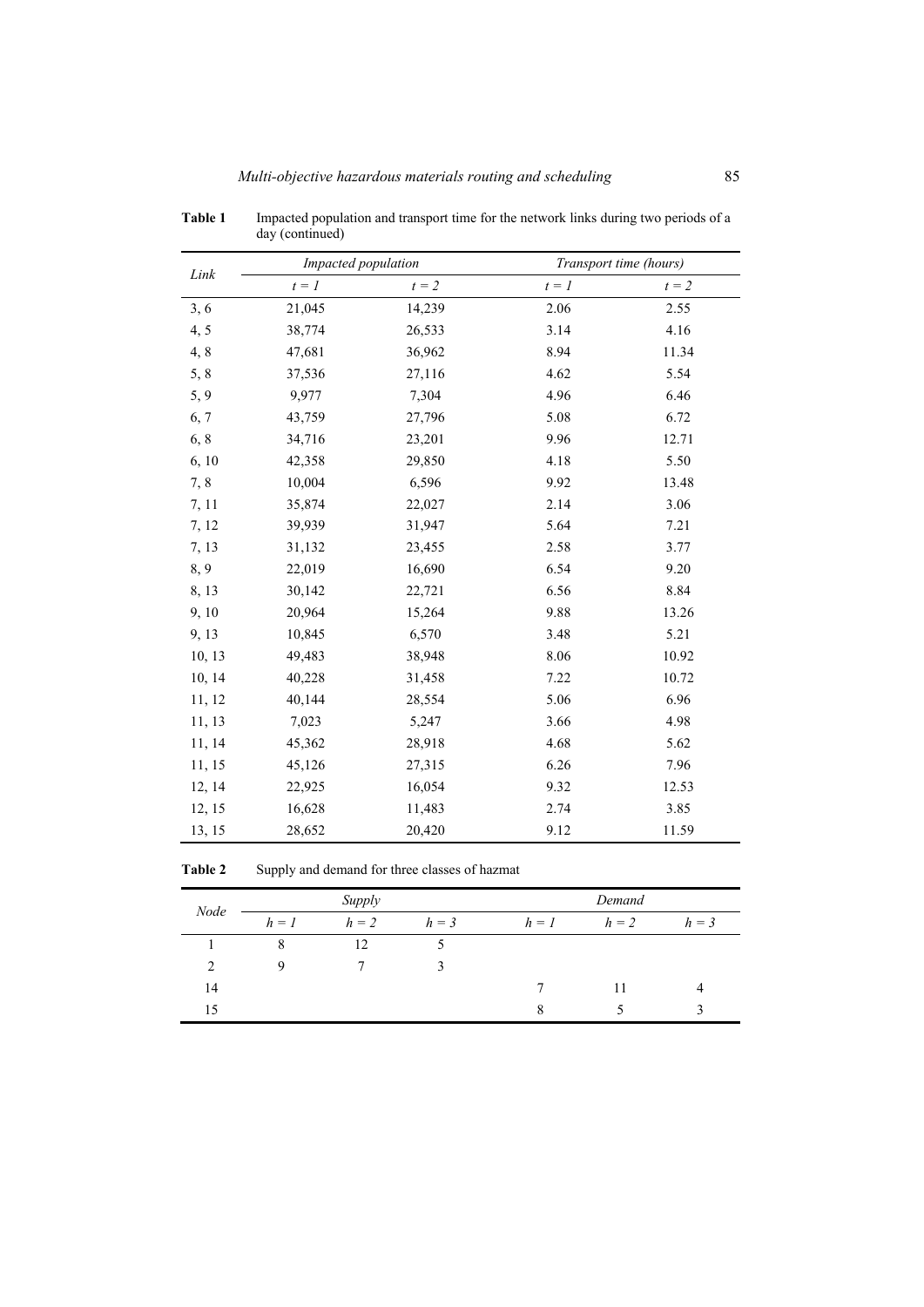**Table 1** Impacted population and transport time for the network links during two periods of a day (continued)

| Link | Impacted population | | Transport time (hours) | |
|---|---|---|---|---|
| | *t = 1* | *t = 2* | *t = 1* | *t = 2* |
| 3, 6 | 21,045 | 14,239 | 2.06 | 2.55 |
| 4, 5 | 38,774 | 26,533 | 3.14 | 4.16 |
| 4, 8 | 47,681 | 36,962 | 8.94 | 11.34 |
| 5, 8 | 37,536 | 27,116 | 4.62 | 5.54 |
| 5, 9 | 9,977 | 7,304 | 4.96 | 6.46 |
| 6, 7 | 43,759 | 27,796 | 5.08 | 6.72 |
| 6, 8 | 34,716 | 23,201 | 9.96 | 12.71 |
| 6, 10 | 42,358 | 29,850 | 4.18 | 5.50 |
| 7, 8 | 10,004 | 6,596 | 9.92 | 13.48 |
| 7, 11 | 35,874 | 22,027 | 2.14 | 3.06 |
| 7, 12 | 39,939 | 31,947 | 5.64 | 7.21 |
| 7, 13 | 31,132 | 23,455 | 2.58 | 3.77 |
| 8, 9 | 22,019 | 16,690 | 6.54 | 9.20 |
| 8, 13 | 30,142 | 22,721 | 6.56 | 8.84 |
| 9, 10 | 20,964 | 15,264 | 9.88 | 13.26 |
| 9, 13 | 10,845 | 6,570 | 3.48 | 5.21 |
| 10, 13 | 49,483 | 38,948 | 8.06 | 10.92 |
| 10, 14 | 40,228 | 31,458 | 7.22 | 10.72 |
| 11, 12 | 40,144 | 28,554 | 5.06 | 6.96 |
| 11, 13 | 7,023 | 5,247 | 3.66 | 4.98 |
| 11, 14 | 45,362 | 28,918 | 4.68 | 5.62 |
| 11, 15 | 45,126 | 27,315 | 6.26 | 7.96 |
| 12, 14 | 22,925 | 16,054 | 9.32 | 12.53 |
| 12, 15 | 16,628 | 11,483 | 2.74 | 3.85 |
| 13, 15 | 28,652 | 20,420 | 9.12 | 11.59 |

**Table 2** Supply and demand for three classes of hazmat

| Node | Supply | | | Demand | | |
|---|---|---|---|---|---|---|
| | *h = 1* | *h = 2* | *h = 3* | *h = 1* | *h = 2* | *h = 3* |
| 1 | 8 | 12 | 5 | | | |
| 2 | 9 | 7 | 3 | | | |
| 14 | | | | 7 | 11 | 4 |
| 15 | | | | 8 | 5 | 3 |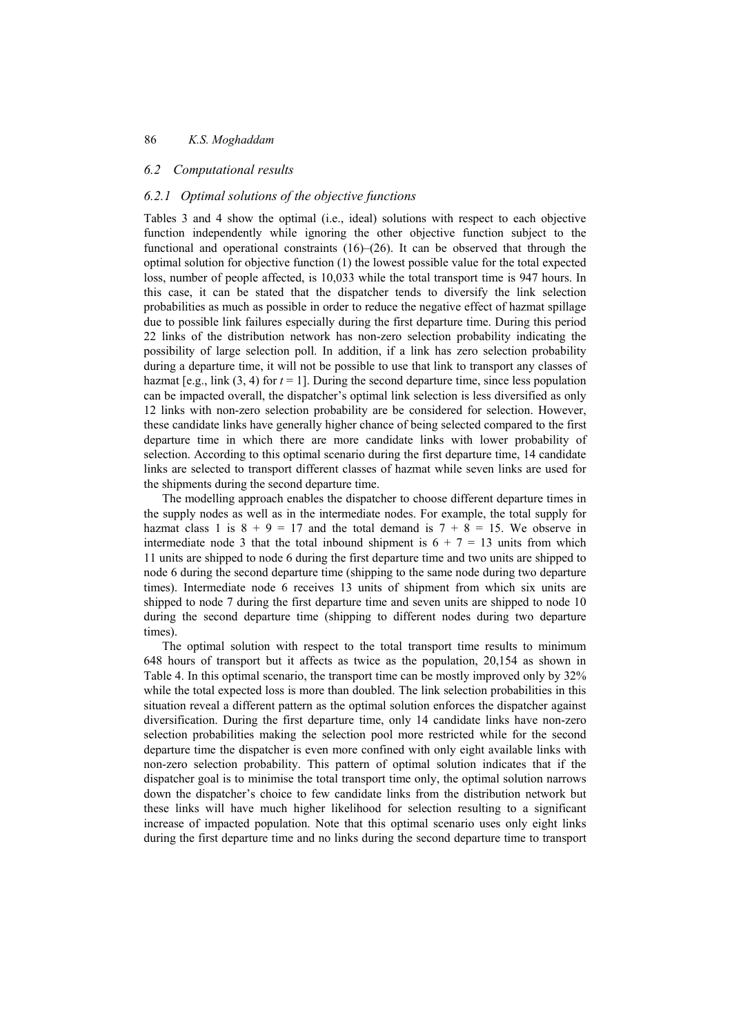### 6.2 Computational results

#### 6.2.1 Optimal solutions of the objective functions

Tables 3 and 4 show the optimal (i.e., ideal) solutions with respect to each objective function independently while ignoring the other objective function subject to the functional and operational constraints (16)–(26). It can be observed that through the optimal solution for objective function (1) the lowest possible value for the total expected loss, number of people affected, is 10,033 while the total transport time is 947 hours. In this case, it can be stated that the dispatcher tends to diversify the link selection probabilities as much as possible in order to reduce the negative effect of hazmat spillage due to possible link failures especially during the first departure time. During this period 22 links of the distribution network has non-zero selection probability indicating the possibility of large selection poll. In addition, if a link has zero selection probability during a departure time, it will not be possible to use that link to transport any classes of hazmat [e.g., link (3, 4) for $t = 1$]. During the second departure time, since less population can be impacted overall, the dispatcher's optimal link selection is less diversified as only 12 links with non-zero selection probability are be considered for selection. However, these candidate links have generally higher chance of being selected compared to the first departure time in which there are more candidate links with lower probability of selection. According to this optimal scenario during the first departure time, 14 candidate links are selected to transport different classes of hazmat while seven links are used for the shipments during the second departure time.

The modelling approach enables the dispatcher to choose different departure times in the supply nodes as well as in the intermediate nodes. For example, the total supply for hazmat class 1 is $8 + 9 = 17$ and the total demand is $7 + 8 = 15$. We observe in intermediate node 3 that the total inbound shipment is $6 + 7 = 13$ units from which 11 units are shipped to node 6 during the first departure time and two units are shipped to node 6 during the second departure time (shipping to the same node during two departure times). Intermediate node 6 receives 13 units of shipment from which six units are shipped to node 7 during the first departure time and seven units are shipped to node 10 during the second departure time (shipping to different nodes during two departure times).

The optimal solution with respect to the total transport time results to minimum 648 hours of transport but it affects as twice as the population, 20,154 as shown in Table 4. In this optimal scenario, the transport time can be mostly improved only by 32% while the total expected loss is more than doubled. The link selection probabilities in this situation reveal a different pattern as the optimal solution enforces the dispatcher against diversification. During the first departure time, only 14 candidate links have non-zero selection probabilities making the selection pool more restricted while for the second departure time the dispatcher is even more confined with only eight available links with non-zero selection probability. This pattern of optimal solution indicates that if the dispatcher goal is to minimise the total transport time only, the optimal solution narrows down the dispatcher's choice to few candidate links from the distribution network but these links will have much higher likelihood for selection resulting to a significant increase of impacted population. Note that this optimal scenario uses only eight links during the first departure time and no links during the second departure time to transport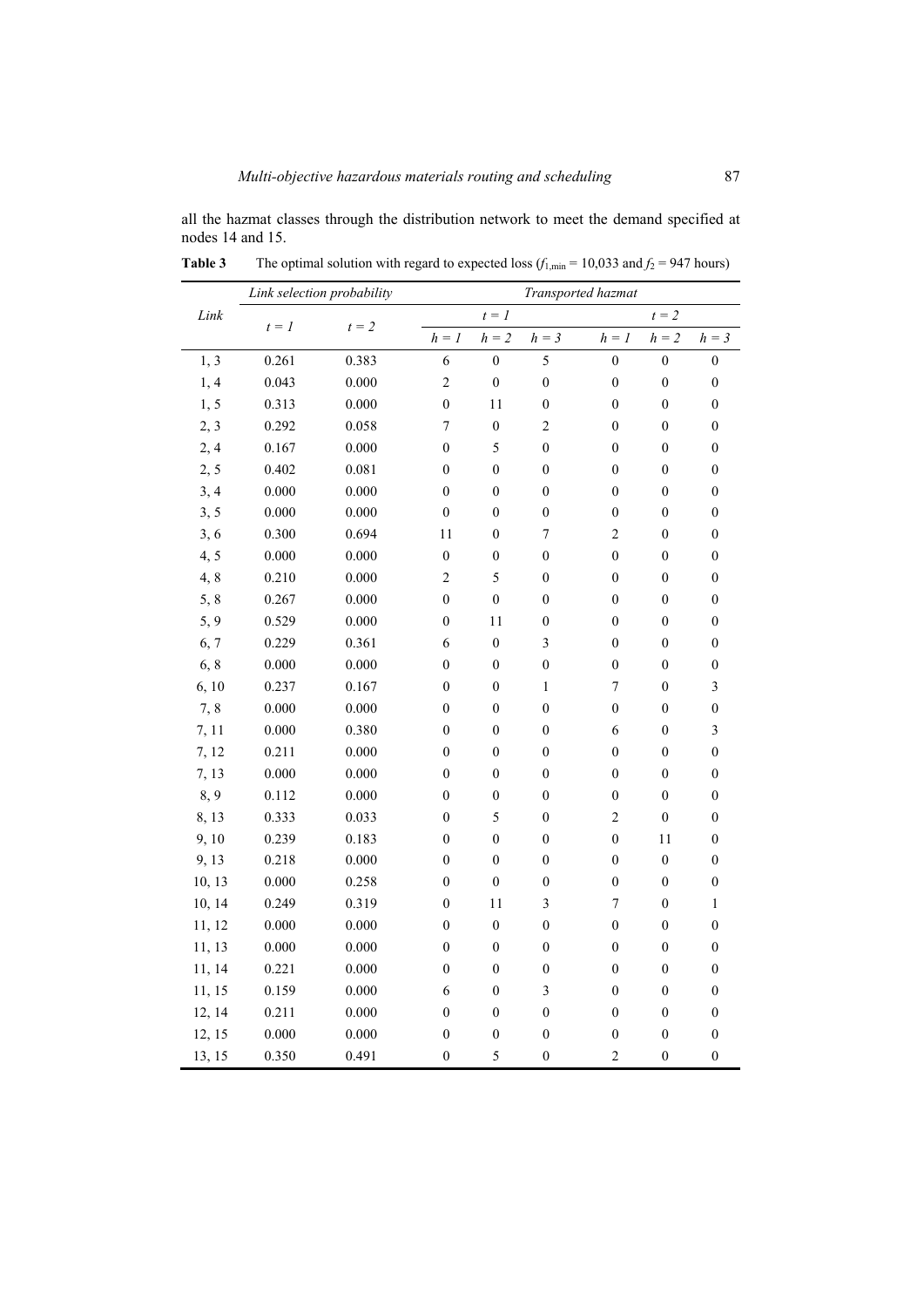all the hazmat classes through the distribution network to meet the demand specified at nodes 14 and 15.

**Table 3** The optimal solution with regard to expected loss ($f_{1,min}$ = 10,033 and $f_2$ = 947 hours)

| *Link* | *Link selection probability* | | *Transported hazmat* | | | | | |
|---|---|---|---|---|---|---|---|---|
| | $t = 1$ | $t = 2$ | $t = 1$ | | | $t = 2$ | | |
| | | | $h = 1$ | $h = 2$ | $h = 3$ | $h = 1$ | $h = 2$ | $h = 3$ |
| 1, 3 | 0.261 | 0.383 | 6 | 0 | 5 | 0 | 0 | 0 |
| 1, 4 | 0.043 | 0.000 | 2 | 0 | 0 | 0 | 0 | 0 |
| 1, 5 | 0.313 | 0.000 | 0 | 11 | 0 | 0 | 0 | 0 |
| 2, 3 | 0.292 | 0.058 | 7 | 0 | 2 | 0 | 0 | 0 |
| 2, 4 | 0.167 | 0.000 | 0 | 5 | 0 | 0 | 0 | 0 |
| 2, 5 | 0.402 | 0.081 | 0 | 0 | 0 | 0 | 0 | 0 |
| 3, 4 | 0.000 | 0.000 | 0 | 0 | 0 | 0 | 0 | 0 |
| 3, 5 | 0.000 | 0.000 | 0 | 0 | 0 | 0 | 0 | 0 |
| 3, 6 | 0.300 | 0.694 | 11 | 0 | 7 | 2 | 0 | 0 |
| 4, 5 | 0.000 | 0.000 | 0 | 0 | 0 | 0 | 0 | 0 |
| 4, 8 | 0.210 | 0.000 | 2 | 5 | 0 | 0 | 0 | 0 |
| 5, 8 | 0.267 | 0.000 | 0 | 0 | 0 | 0 | 0 | 0 |
| 5, 9 | 0.529 | 0.000 | 0 | 11 | 0 | 0 | 0 | 0 |
| 6, 7 | 0.229 | 0.361 | 6 | 0 | 3 | 0 | 0 | 0 |
| 6, 8 | 0.000 | 0.000 | 0 | 0 | 0 | 0 | 0 | 0 |
| 6, 10 | 0.237 | 0.167 | 0 | 0 | 1 | 7 | 0 | 3 |
| 7, 8 | 0.000 | 0.000 | 0 | 0 | 0 | 0 | 0 | 0 |
| 7, 11 | 0.000 | 0.380 | 0 | 0 | 0 | 6 | 0 | 3 |
| 7, 12 | 0.211 | 0.000 | 0 | 0 | 0 | 0 | 0 | 0 |
| 7, 13 | 0.000 | 0.000 | 0 | 0 | 0 | 0 | 0 | 0 |
| 8, 9 | 0.112 | 0.000 | 0 | 0 | 0 | 0 | 0 | 0 |
| 8, 13 | 0.333 | 0.033 | 0 | 5 | 0 | 2 | 0 | 0 |
| 9, 10 | 0.239 | 0.183 | 0 | 0 | 0 | 0 | 11 | 0 |
| 9, 13 | 0.218 | 0.000 | 0 | 0 | 0 | 0 | 0 | 0 |
| 10, 13 | 0.000 | 0.258 | 0 | 0 | 0 | 0 | 0 | 0 |
| 10, 14 | 0.249 | 0.319 | 0 | 11 | 3 | 7 | 0 | 1 |
| 11, 12 | 0.000 | 0.000 | 0 | 0 | 0 | 0 | 0 | 0 |
| 11, 13 | 0.000 | 0.000 | 0 | 0 | 0 | 0 | 0 | 0 |
| 11, 14 | 0.221 | 0.000 | 0 | 0 | 0 | 0 | 0 | 0 |
| 11, 15 | 0.159 | 0.000 | 6 | 0 | 3 | 0 | 0 | 0 |
| 12, 14 | 0.211 | 0.000 | 0 | 0 | 0 | 0 | 0 | 0 |
| 12, 15 | 0.000 | 0.000 | 0 | 0 | 0 | 0 | 0 | 0 |
| 13, 15 | 0.350 | 0.491 | 0 | 5 | 0 | 2 | 0 | 0 |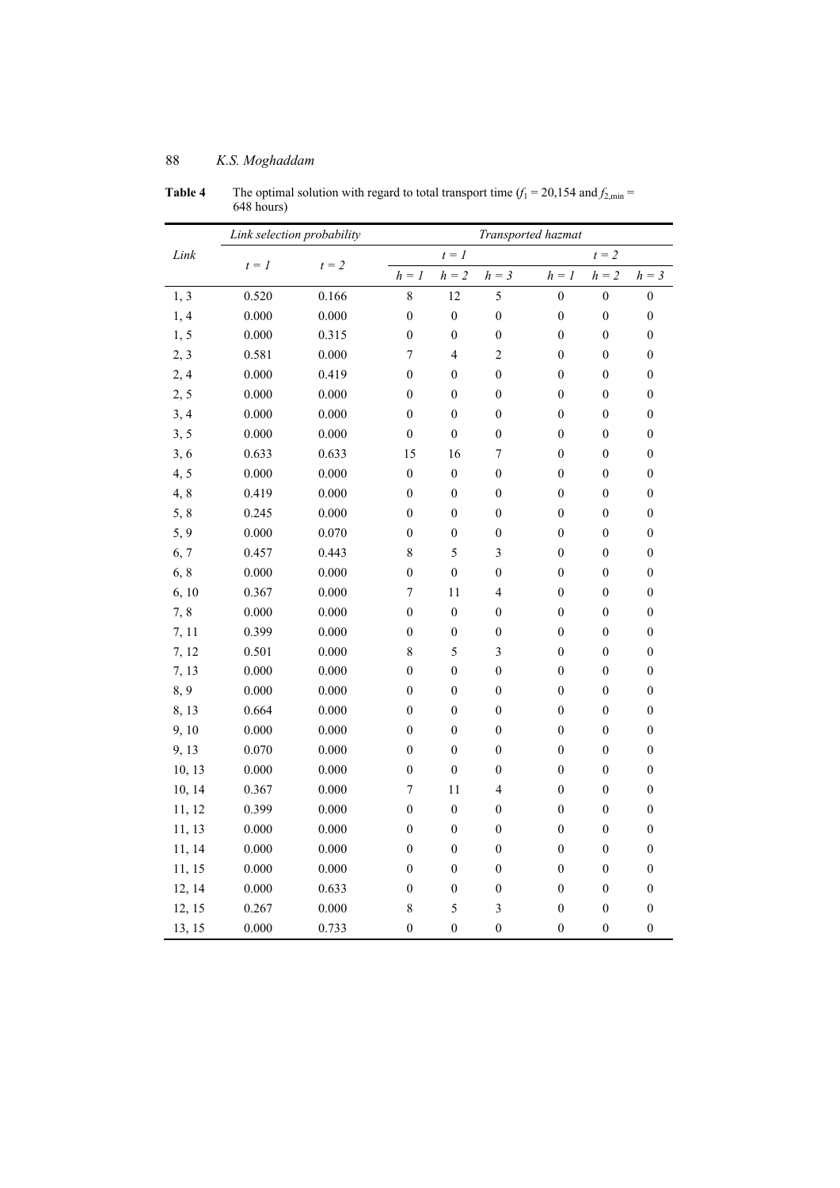**Table 4** The optimal solution with regard to total transport time ($f_1$ = 20,154 and $f_{2,\min}$ = 648 hours)

| Link | Link selection probability | | Transported hazmat | | | | | |
|---|---|---|---|---|---|---|---|---|
| | $t = 1$ | $t = 2$ | $t = 1$ | | | $t = 2$ | | |
| | | | $h = 1$ | $h = 2$ | $h = 3$ | $h = 1$ | $h = 2$ | $h = 3$ |
| 1, 3 | 0.520 | 0.166 | 8 | 12 | 5 | 0 | 0 | 0 |
| 1, 4 | 0.000 | 0.000 | 0 | 0 | 0 | 0 | 0 | 0 |
| 1, 5 | 0.000 | 0.315 | 0 | 0 | 0 | 0 | 0 | 0 |
| 2, 3 | 0.581 | 0.000 | 7 | 4 | 2 | 0 | 0 | 0 |
| 2, 4 | 0.000 | 0.419 | 0 | 0 | 0 | 0 | 0 | 0 |
| 2, 5 | 0.000 | 0.000 | 0 | 0 | 0 | 0 | 0 | 0 |
| 3, 4 | 0.000 | 0.000 | 0 | 0 | 0 | 0 | 0 | 0 |
| 3, 5 | 0.000 | 0.000 | 0 | 0 | 0 | 0 | 0 | 0 |
| 3, 6 | 0.633 | 0.633 | 15 | 16 | 7 | 0 | 0 | 0 |
| 4, 5 | 0.000 | 0.000 | 0 | 0 | 0 | 0 | 0 | 0 |
| 4, 8 | 0.419 | 0.000 | 0 | 0 | 0 | 0 | 0 | 0 |
| 5, 8 | 0.245 | 0.000 | 0 | 0 | 0 | 0 | 0 | 0 |
| 5, 9 | 0.000 | 0.070 | 0 | 0 | 0 | 0 | 0 | 0 |
| 6, 7 | 0.457 | 0.443 | 8 | 5 | 3 | 0 | 0 | 0 |
| 6, 8 | 0.000 | 0.000 | 0 | 0 | 0 | 0 | 0 | 0 |
| 6, 10 | 0.367 | 0.000 | 7 | 11 | 4 | 0 | 0 | 0 |
| 7, 8 | 0.000 | 0.000 | 0 | 0 | 0 | 0 | 0 | 0 |
| 7, 11 | 0.399 | 0.000 | 0 | 0 | 0 | 0 | 0 | 0 |
| 7, 12 | 0.501 | 0.000 | 8 | 5 | 3 | 0 | 0 | 0 |
| 7, 13 | 0.000 | 0.000 | 0 | 0 | 0 | 0 | 0 | 0 |
| 8, 9 | 0.000 | 0.000 | 0 | 0 | 0 | 0 | 0 | 0 |
| 8, 13 | 0.664 | 0.000 | 0 | 0 | 0 | 0 | 0 | 0 |
| 9, 10 | 0.000 | 0.000 | 0 | 0 | 0 | 0 | 0 | 0 |
| 9, 13 | 0.070 | 0.000 | 0 | 0 | 0 | 0 | 0 | 0 |
| 10, 13 | 0.000 | 0.000 | 0 | 0 | 0 | 0 | 0 | 0 |
| 10, 14 | 0.367 | 0.000 | 7 | 11 | 4 | 0 | 0 | 0 |
| 11, 12 | 0.399 | 0.000 | 0 | 0 | 0 | 0 | 0 | 0 |
| 11, 13 | 0.000 | 0.000 | 0 | 0 | 0 | 0 | 0 | 0 |
| 11, 14 | 0.000 | 0.000 | 0 | 0 | 0 | 0 | 0 | 0 |
| 11, 15 | 0.000 | 0.000 | 0 | 0 | 0 | 0 | 0 | 0 |
| 12, 14 | 0.000 | 0.633 | 0 | 0 | 0 | 0 | 0 | 0 |
| 12, 15 | 0.267 | 0.000 | 8 | 5 | 3 | 0 | 0 | 0 |
| 13, 15 | 0.000 | 0.733 | 0 | 0 | 0 | 0 | 0 | 0 |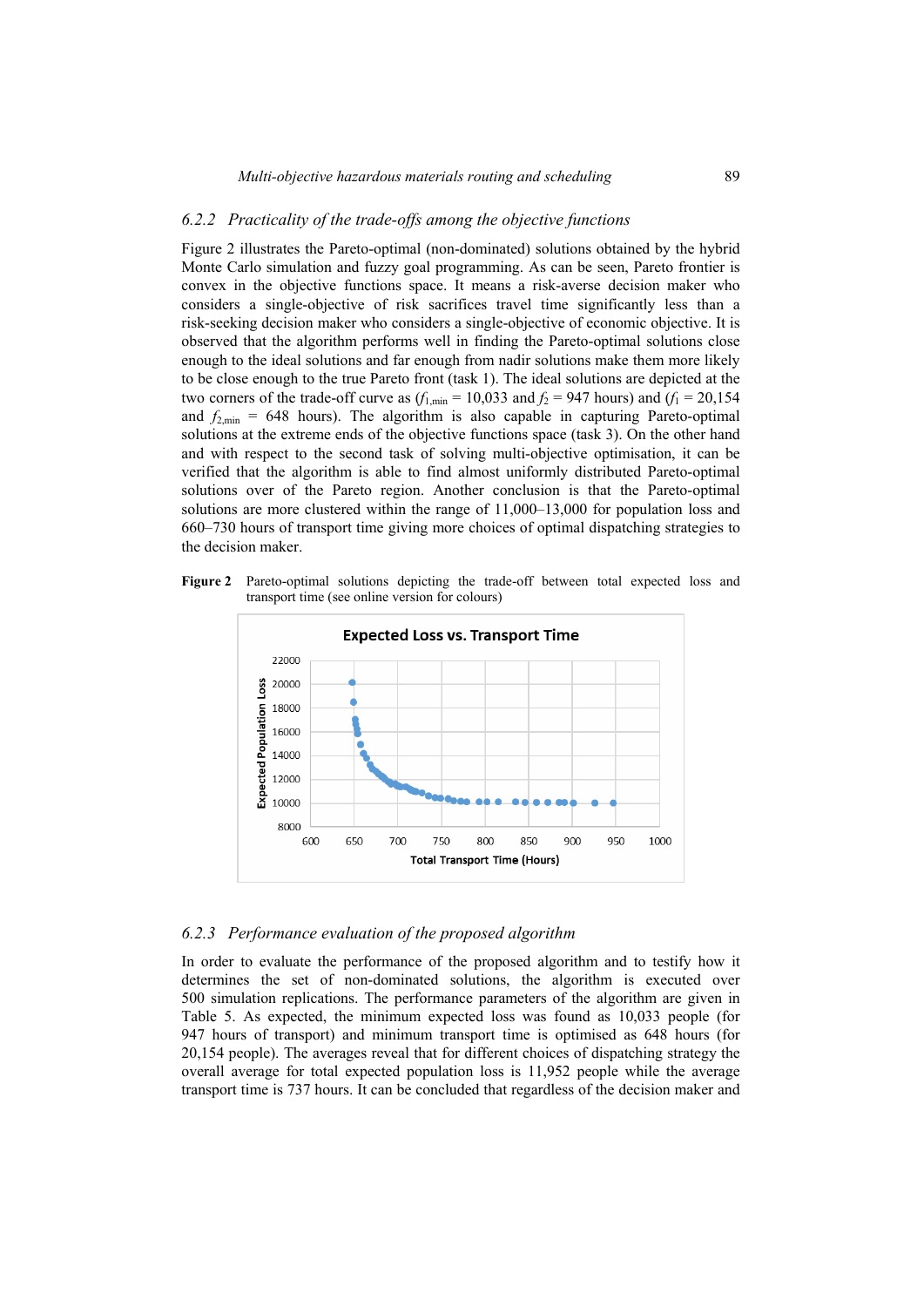### 6.2.2 *Practicality of the trade-offs among the objective functions*

Figure 2 illustrates the Pareto-optimal (non-dominated) solutions obtained by the hybrid Monte Carlo simulation and fuzzy goal programming. As can be seen, Pareto frontier is convex in the objective functions space. It means a risk-averse decision maker who considers a single-objective of risk sacrifices travel time significantly less than a risk-seeking decision maker who considers a single-objective of economic objective. It is observed that the algorithm performs well in finding the Pareto-optimal solutions close enough to the ideal solutions and far enough from nadir solutions make them more likely to be close enough to the true Pareto front (task 1). The ideal solutions are depicted at the two corners of the trade-off curve as ($f_{1,\min}$ = 10,033 and $f_2$ = 947 hours) and ($f_1$ = 20,154 and $f_{2,\min}$ = 648 hours). The algorithm is also capable in capturing Pareto-optimal solutions at the extreme ends of the objective functions space (task 3). On the other hand and with respect to the second task of solving multi-objective optimisation, it can be verified that the algorithm is able to find almost uniformly distributed Pareto-optimal solutions over of the Pareto region. Another conclusion is that the Pareto-optimal solutions are more clustered within the range of 11,000–13,000 for population loss and 660–730 hours of transport time giving more choices of optimal dispatching strategies to the decision maker.

**Figure 2** Pareto-optimal solutions depicting the trade-off between total expected loss and transport time (see online version for colours)

### 6.2.3 *Performance evaluation of the proposed algorithm*

In order to evaluate the performance of the proposed algorithm and to testify how it determines the set of non-dominated solutions, the algorithm is executed over 500 simulation replications. The performance parameters of the algorithm are given in Table 5. As expected, the minimum expected loss was found as 10,033 people (for 947 hours of transport) and minimum transport time is optimised as 648 hours (for 20,154 people). The averages reveal that for different choices of dispatching strategy the overall average for total expected population loss is 11,952 people while the average transport time is 737 hours. It can be concluded that regardless of the decision maker and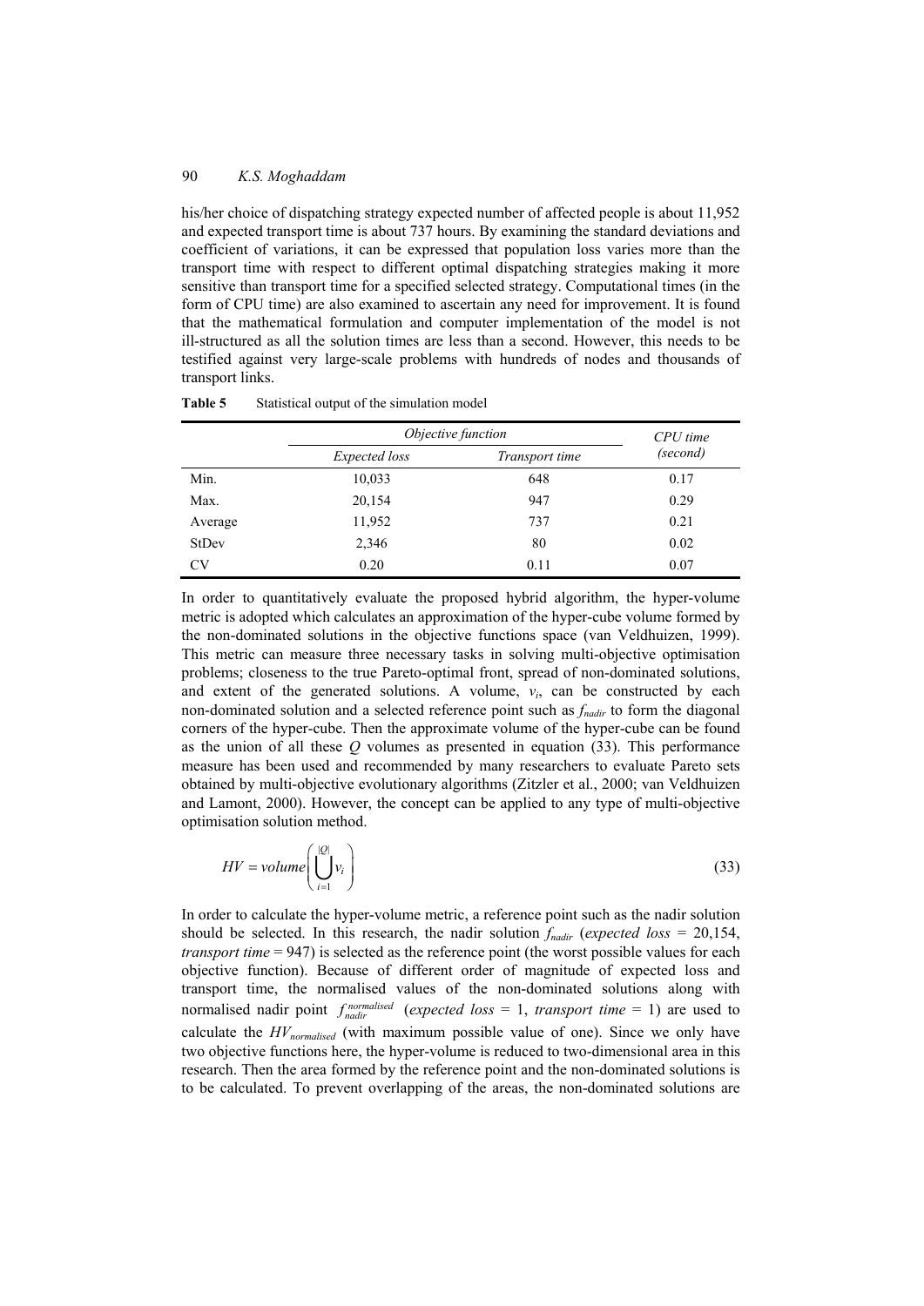his/her choice of dispatching strategy expected number of affected people is about 11,952 and expected transport time is about 737 hours. By examining the standard deviations and coefficient of variations, it can be expressed that population loss varies more than the transport time with respect to different optimal dispatching strategies making it more sensitive than transport time for a specified selected strategy. Computational times (in the form of CPU time) are also examined to ascertain any need for improvement. It is found that the mathematical formulation and computer implementation of the model is not ill-structured as all the solution times are less than a second. However, this needs to be testified against very large-scale problems with hundreds of nodes and thousands of transport links.

**Table 5** Statistical output of the simulation model

| | *Objective function* | | *CPU time (second)* |
|---|---|---|---|
| | *Expected loss* | *Transport time* | |
| Min. | 10,033 | 648 | 0.17 |
| Max. | 20,154 | 947 | 0.29 |
| Average | 11,952 | 737 | 0.21 |
| StDev | 2,346 | 80 | 0.02 |
| CV | 0.20 | 0.11 | 0.07 |

In order to quantitatively evaluate the proposed hybrid algorithm, the hyper-volume metric is adopted which calculates an approximation of the hyper-cube volume formed by the non-dominated solutions in the objective functions space (van Veldhuizen, 1999). This metric can measure three necessary tasks in solving multi-objective optimisation problems; closeness to the true Pareto-optimal front, spread of non-dominated solutions, and extent of the generated solutions. A volume, $v_i$, can be constructed by each non-dominated solution and a selected reference point such as $f_{nadir}$ to form the diagonal corners of the hyper-cube. Then the approximate volume of the hyper-cube can be found as the union of all these $Q$ volumes as presented in equation (33). This performance measure has been used and recommended by many researchers to evaluate Pareto sets obtained by multi-objective evolutionary algorithms (Zitzler et al., 2000; van Veldhuizen and Lamont, 2000). However, the concept can be applied to any type of multi-objective optimisation solution method.

$$HV = volume\left(\bigcup_{i=1}^{|Q|} v_i\right) \tag{33}$$

In order to calculate the hyper-volume metric, a reference point such as the nadir solution should be selected. In this research, the nadir solution $f_{nadir}$ (*expected loss* = 20,154, *transport time* = 947) is selected as the reference point (the worst possible values for each objective function). Because of different order of magnitude of expected loss and transport time, the normalised values of the non-dominated solutions along with normalised nadir point $f_{nadir}^{normalised}$ (*expected loss* = 1, *transport time* = 1) are used to calculate the $HV_{normalised}$ (with maximum possible value of one). Since we only have two objective functions here, the hyper-volume is reduced to two-dimensional area in this research. Then the area formed by the reference point and the non-dominated solutions is to be calculated. To prevent overlapping of the areas, the non-dominated solutions are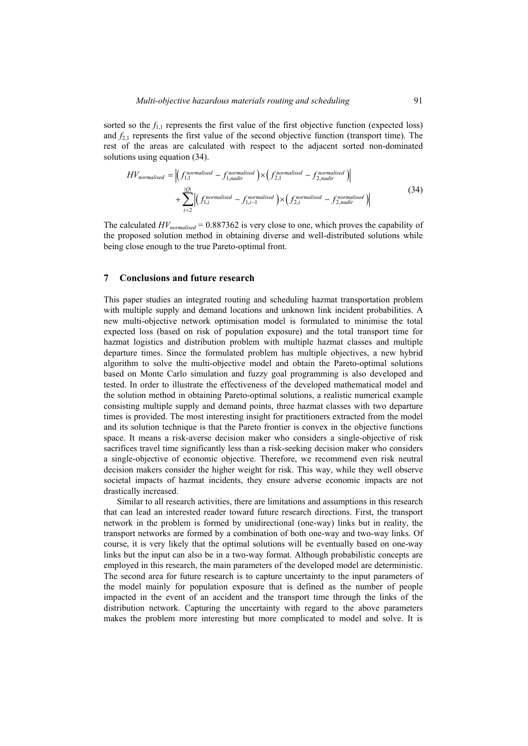sorted so the $f_{1,1}$ represents the first value of the first objective function (expected loss) and $f_{2,1}$ represents the first value of the second objective function (transport time). The rest of the areas are calculated with respect to the adjacent sorted non-dominated solutions using equation (34).

$$
\begin{aligned}
HV_{normalised} = & \left| \left( f_{1,1}^{normalised} - f_{1,nadir}^{normalised} \right) \times \left( f_{2,1}^{normalised} - f_{2,nadir}^{normalised} \right) \right| \\
& + \sum_{i=2}^{|Q|} \left| \left( f_{1,i}^{normalised} - f_{1,i-1}^{normalised} \right) \times \left( f_{2,i}^{normalised} - f_{2,nadir}^{normalised} \right) \right|
\end{aligned}
\tag{34}
$$

The calculated $HV_{normalised} = 0.887362$ is very close to one, which proves the capability of the proposed solution method in obtaining diverse and well-distributed solutions while being close enough to the true Pareto-optimal front.

## 7 Conclusions and future research

This paper studies an integrated routing and scheduling hazmat transportation problem with multiple supply and demand locations and unknown link incident probabilities. A new multi-objective network optimisation model is formulated to minimise the total expected loss (based on risk of population exposure) and the total transport time for hazmat logistics and distribution problem with multiple hazmat classes and multiple departure times. Since the formulated problem has multiple objectives, a new hybrid algorithm to solve the multi-objective model and obtain the Pareto-optimal solutions based on Monte Carlo simulation and fuzzy goal programming is also developed and tested. In order to illustrate the effectiveness of the developed mathematical model and the solution method in obtaining Pareto-optimal solutions, a realistic numerical example consisting multiple supply and demand points, three hazmat classes with two departure times is provided. The most interesting insight for practitioners extracted from the model and its solution technique is that the Pareto frontier is convex in the objective functions space. It means a risk-averse decision maker who considers a single-objective of risk sacrifices travel time significantly less than a risk-seeking decision maker who considers a single-objective of economic objective. Therefore, we recommend even risk neutral decision makers consider the higher weight for risk. This way, while they well observe societal impacts of hazmat incidents, they ensure adverse economic impacts are not drastically increased.

Similar to all research activities, there are limitations and assumptions in this research that can lead an interested reader toward future research directions. First, the transport network in the problem is formed by unidirectional (one-way) links but in reality, the transport networks are formed by a combination of both one-way and two-way links. Of course, it is very likely that the optimal solutions will be eventually based on one-way links but the input can also be in a two-way format. Although probabilistic concepts are employed in this research, the main parameters of the developed model are deterministic. The second area for future research is to capture uncertainty to the input parameters of the model mainly for population exposure that is defined as the number of people impacted in the event of an accident and the transport time through the links of the distribution network. Capturing the uncertainty with regard to the above parameters makes the problem more interesting but more complicated to model and solve. It is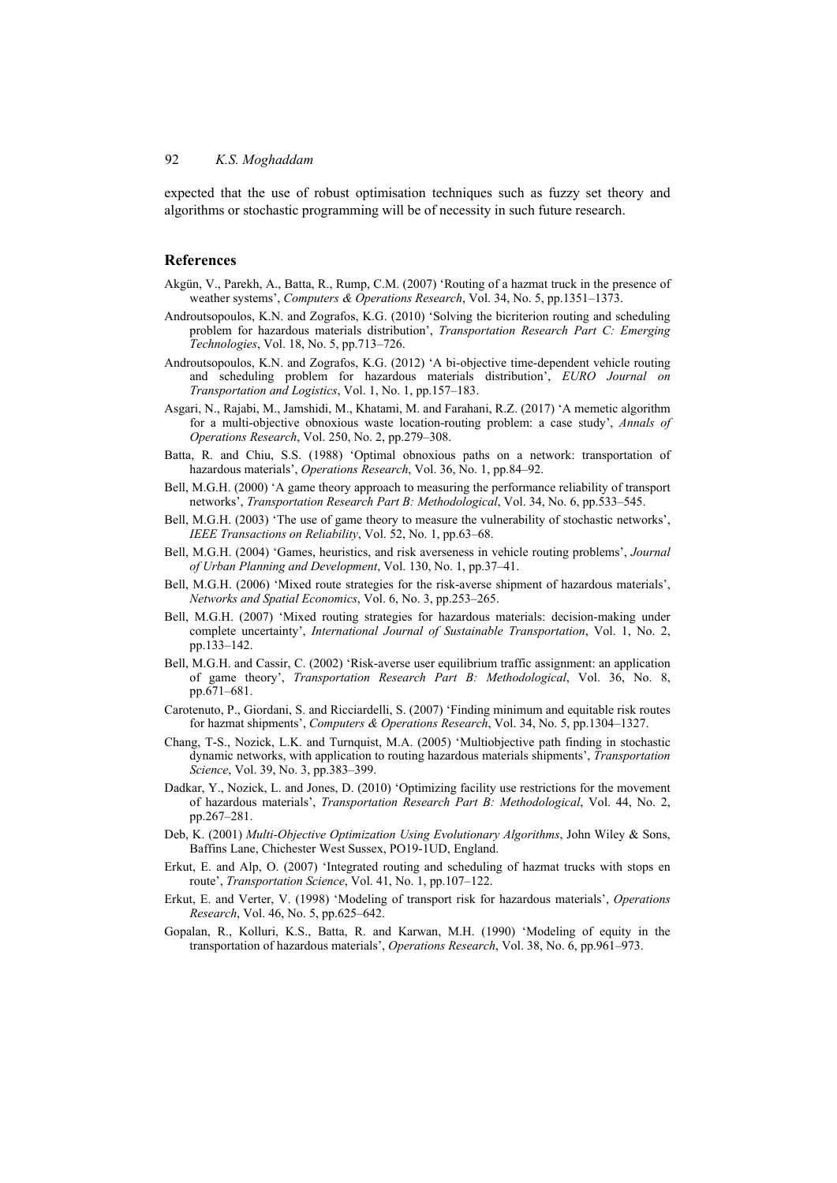expected that the use of robust optimisation techniques such as fuzzy set theory and algorithms or stochastic programming will be of necessity in such future research.

## References

Akgün, V., Parekh, A., Batta, R., Rump, C.M. (2007) 'Routing of a hazmat truck in the presence of weather systems', *Computers & Operations Research*, Vol. 34, No. 5, pp.1351–1373.

Androutsopoulos, K.N. and Zografos, K.G. (2010) 'Solving the bicriterion routing and scheduling problem for hazardous materials distribution', *Transportation Research Part C: Emerging Technologies*, Vol. 18, No. 5, pp.713–726.

Androutsopoulos, K.N. and Zografos, K.G. (2012) 'A bi-objective time-dependent vehicle routing and scheduling problem for hazardous materials distribution', *EURO Journal on Transportation and Logistics*, Vol. 1, No. 1, pp.157–183.

Asgari, N., Rajabi, M., Jamshidi, M., Khatami, M. and Farahani, R.Z. (2017) 'A memetic algorithm for a multi-objective obnoxious waste location-routing problem: a case study', *Annals of Operations Research*, Vol. 250, No. 2, pp.279–308.

Batta, R. and Chiu, S.S. (1988) 'Optimal obnoxious paths on a network: transportation of hazardous materials', *Operations Research*, Vol. 36, No. 1, pp.84–92.

Bell, M.G.H. (2000) 'A game theory approach to measuring the performance reliability of transport networks', *Transportation Research Part B: Methodological*, Vol. 34, No. 6, pp.533–545.

Bell, M.G.H. (2003) 'The use of game theory to measure the vulnerability of stochastic networks', *IEEE Transactions on Reliability*, Vol. 52, No. 1, pp.63–68.

Bell, M.G.H. (2004) 'Games, heuristics, and risk averseness in vehicle routing problems', *Journal of Urban Planning and Development*, Vol. 130, No. 1, pp.37–41.

Bell, M.G.H. (2006) 'Mixed route strategies for the risk-averse shipment of hazardous materials', *Networks and Spatial Economics*, Vol. 6, No. 3, pp.253–265.

Bell, M.G.H. (2007) 'Mixed routing strategies for hazardous materials: decision-making under complete uncertainty', *International Journal of Sustainable Transportation*, Vol. 1, No. 2, pp.133–142.

Bell, M.G.H. and Cassir, C. (2002) 'Risk-averse user equilibrium traffic assignment: an application of game theory', *Transportation Research Part B: Methodological*, Vol. 36, No. 8, pp.671–681.

Carotenuto, P., Giordani, S. and Ricciardelli, S. (2007) 'Finding minimum and equitable risk routes for hazmat shipments', *Computers & Operations Research*, Vol. 34, No. 5, pp.1304–1327.

Chang, T-S., Nozick, L.K. and Turnquist, M.A. (2005) 'Multiobjective path finding in stochastic dynamic networks, with application to routing hazardous materials shipments', *Transportation Science*, Vol. 39, No. 3, pp.383–399.

Dadkar, Y., Nozick, L. and Jones, D. (2010) 'Optimizing facility use restrictions for the movement of hazardous materials', *Transportation Research Part B: Methodological*, Vol. 44, No. 2, pp.267–281.

Deb, K. (2001) *Multi-Objective Optimization Using Evolutionary Algorithms*, John Wiley & Sons, Baffins Lane, Chichester West Sussex, PO19-1UD, England.

Erkut, E. and Alp, O. (2007) 'Integrated routing and scheduling of hazmat trucks with stops en route', *Transportation Science*, Vol. 41, No. 1, pp.107–122.

Erkut, E. and Verter, V. (1998) 'Modeling of transport risk for hazardous materials', *Operations Research*, Vol. 46, No. 5, pp.625–642.

Gopalan, R., Kolluri, K.S., Batta, R. and Karwan, M.H. (1990) 'Modeling of equity in the transportation of hazardous materials', *Operations Research*, Vol. 38, No. 6, pp.961–973.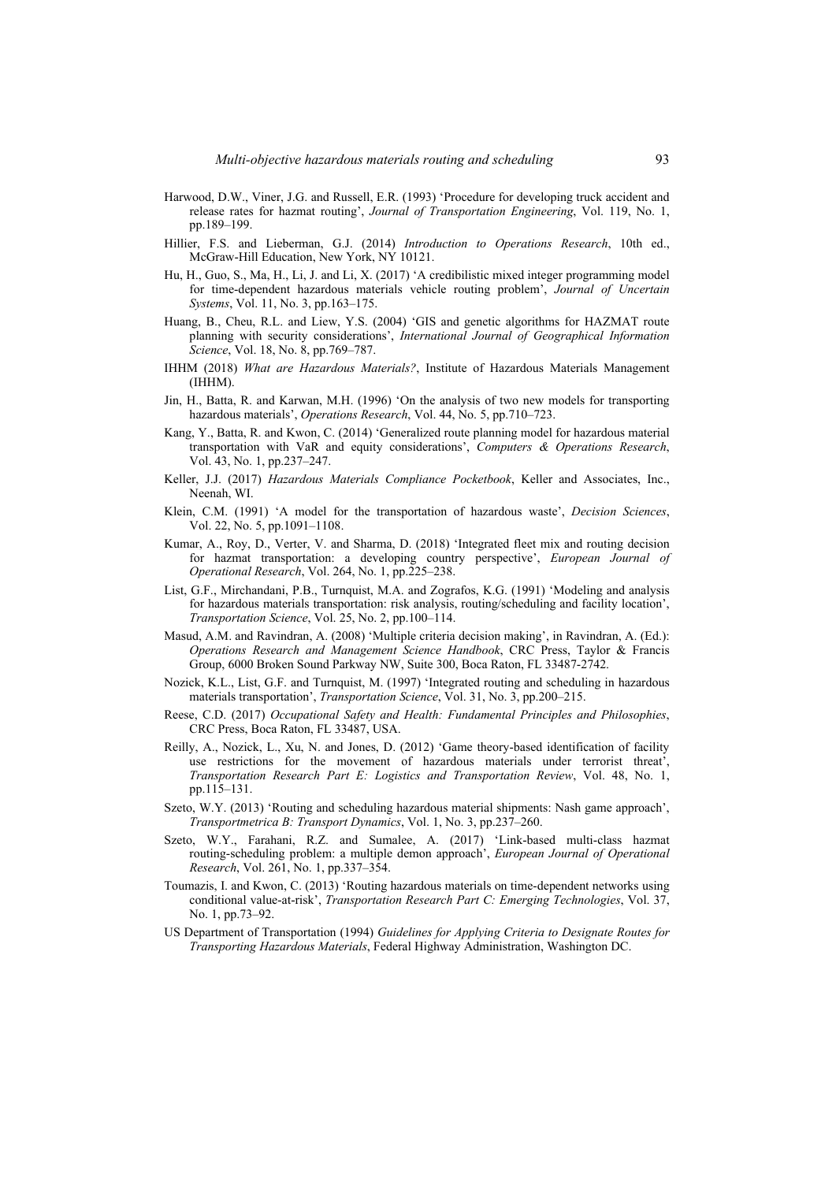Harwood, D.W., Viner, J.G. and Russell, E.R. (1993) 'Procedure for developing truck accident and release rates for hazmat routing', *Journal of Transportation Engineering*, Vol. 119, No. 1, pp.189–199.

Hillier, F.S. and Lieberman, G.J. (2014) *Introduction to Operations Research*, 10th ed., McGraw-Hill Education, New York, NY 10121.

Hu, H., Guo, S., Ma, H., Li, J. and Li, X. (2017) 'A credibilistic mixed integer programming model for time-dependent hazardous materials vehicle routing problem', *Journal of Uncertain Systems*, Vol. 11, No. 3, pp.163–175.

Huang, B., Cheu, R.L. and Liew, Y.S. (2004) 'GIS and genetic algorithms for HAZMAT route planning with security considerations', *International Journal of Geographical Information Science*, Vol. 18, No. 8, pp.769–787.

IHHM (2018) *What are Hazardous Materials?*, Institute of Hazardous Materials Management (IHHM).

Jin, H., Batta, R. and Karwan, M.H. (1996) 'On the analysis of two new models for transporting hazardous materials', *Operations Research*, Vol. 44, No. 5, pp.710–723.

Kang, Y., Batta, R. and Kwon, C. (2014) 'Generalized route planning model for hazardous material transportation with VaR and equity considerations', *Computers & Operations Research*, Vol. 43, No. 1, pp.237–247.

Keller, J.J. (2017) *Hazardous Materials Compliance Pocketbook*, Keller and Associates, Inc., Neenah, WI.

Klein, C.M. (1991) 'A model for the transportation of hazardous waste', *Decision Sciences*, Vol. 22, No. 5, pp.1091–1108.

Kumar, A., Roy, D., Verter, V. and Sharma, D. (2018) 'Integrated fleet mix and routing decision for hazmat transportation: a developing country perspective', *European Journal of Operational Research*, Vol. 264, No. 1, pp.225–238.

List, G.F., Mirchandani, P.B., Turnquist, M.A. and Zografos, K.G. (1991) 'Modeling and analysis for hazardous materials transportation: risk analysis, routing/scheduling and facility location', *Transportation Science*, Vol. 25, No. 2, pp.100–114.

Masud, A.M. and Ravindran, A. (2008) 'Multiple criteria decision making', in Ravindran, A. (Ed.): *Operations Research and Management Science Handbook*, CRC Press, Taylor & Francis Group, 6000 Broken Sound Parkway NW, Suite 300, Boca Raton, FL 33487-2742.

Nozick, K.L., List, G.F. and Turnquist, M. (1997) 'Integrated routing and scheduling in hazardous materials transportation', *Transportation Science*, Vol. 31, No. 3, pp.200–215.

Reese, C.D. (2017) *Occupational Safety and Health: Fundamental Principles and Philosophies*, CRC Press, Boca Raton, FL 33487, USA.

Reilly, A., Nozick, L., Xu, N. and Jones, D. (2012) 'Game theory-based identification of facility use restrictions for the movement of hazardous materials under terrorist threat', *Transportation Research Part E: Logistics and Transportation Review*, Vol. 48, No. 1, pp.115–131.

Szeto, W.Y. (2013) 'Routing and scheduling hazardous material shipments: Nash game approach', *Transportmetrica B: Transport Dynamics*, Vol. 1, No. 3, pp.237–260.

Szeto, W.Y., Farahani, R.Z. and Sumalee, A. (2017) 'Link-based multi-class hazmat routing-scheduling problem: a multiple demon approach', *European Journal of Operational Research*, Vol. 261, No. 1, pp.337–354.

Toumazis, I. and Kwon, C. (2013) 'Routing hazardous materials on time-dependent networks using conditional value-at-risk', *Transportation Research Part C: Emerging Technologies*, Vol. 37, No. 1, pp.73–92.

US Department of Transportation (1994) *Guidelines for Applying Criteria to Designate Routes for Transporting Hazardous Materials*, Federal Highway Administration, Washington DC.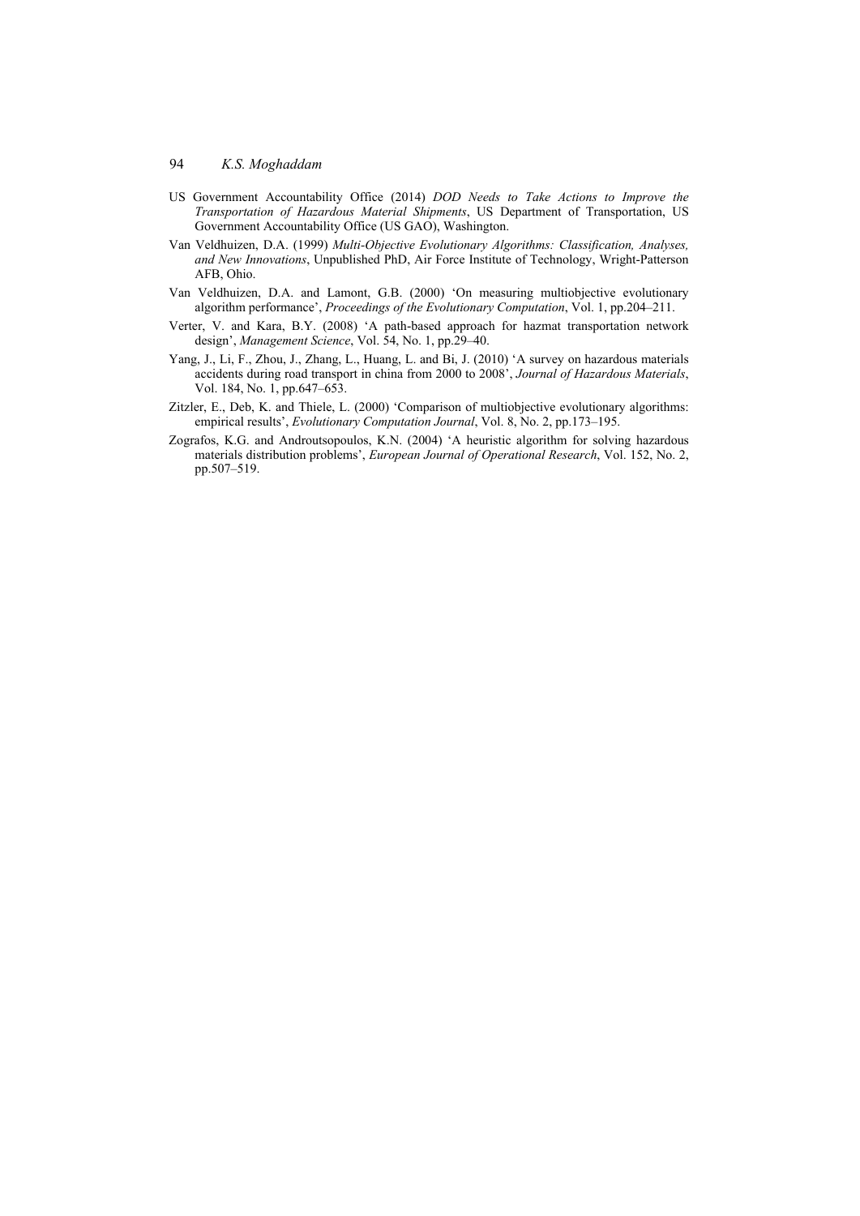US Government Accountability Office (2014) *DOD Needs to Take Actions to Improve the Transportation of Hazardous Material Shipments*, US Department of Transportation, US Government Accountability Office (US GAO), Washington.

Van Veldhuizen, D.A. (1999) *Multi-Objective Evolutionary Algorithms: Classification, Analyses, and New Innovations*, Unpublished PhD, Air Force Institute of Technology, Wright-Patterson AFB, Ohio.

Van Veldhuizen, D.A. and Lamont, G.B. (2000) 'On measuring multiobjective evolutionary algorithm performance', *Proceedings of the Evolutionary Computation*, Vol. 1, pp.204–211.

Verter, V. and Kara, B.Y. (2008) 'A path-based approach for hazmat transportation network design', *Management Science*, Vol. 54, No. 1, pp.29–40.

Yang, J., Li, F., Zhou, J., Zhang, L., Huang, L. and Bi, J. (2010) 'A survey on hazardous materials accidents during road transport in china from 2000 to 2008', *Journal of Hazardous Materials*, Vol. 184, No. 1, pp.647–653.

Zitzler, E., Deb, K. and Thiele, L. (2000) 'Comparison of multiobjective evolutionary algorithms: empirical results', *Evolutionary Computation Journal*, Vol. 8, No. 2, pp.173–195.

Zografos, K.G. and Androutsopoulos, K.N. (2004) 'A heuristic algorithm for solving hazardous materials distribution problems', *European Journal of Operational Research*, Vol. 152, No. 2, pp.507–519.